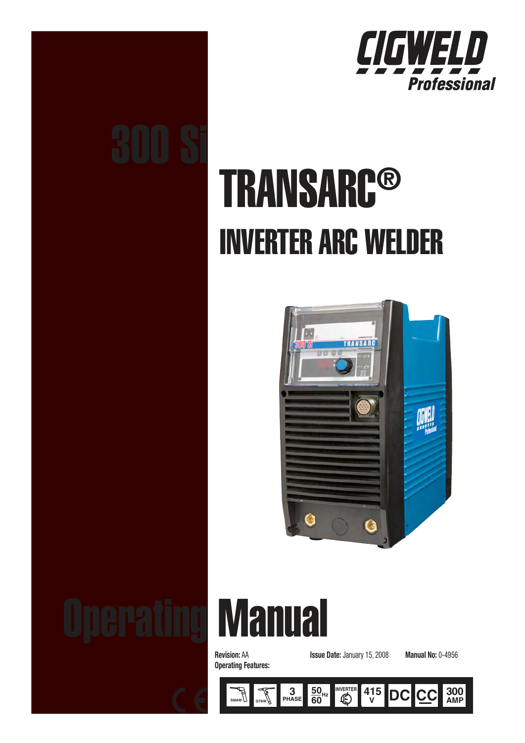CIGWELD Professional

300 Si

# TRANSARC®

## INVERTER ARC WELDER

# Operating Manual

**Revision:** AA **Issue Date:** January 15, 2008 **Manual No:** 0-4956

**Operating Features:**

SMAW | GTAW | 3 PHASE | 50/60 Hz | INVERTER | 415 V | DC | CC | 300 AMP

CE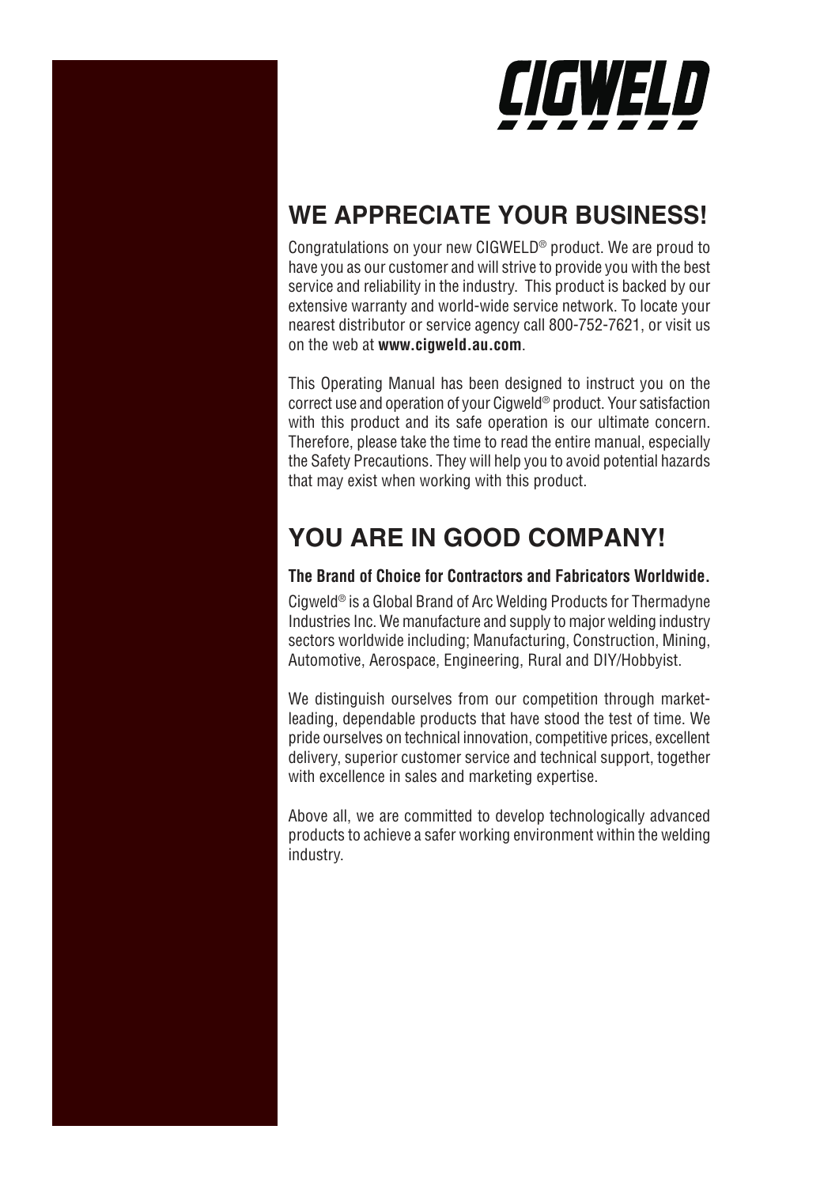CIGWELD

## WE APPRECIATE YOUR BUSINESS!

Congratulations on your new CIGWELD® product. We are proud to have you as our customer and will strive to provide you with the best service and reliability in the industry. This product is backed by our extensive warranty and world-wide service network. To locate your nearest distributor or service agency call 800-752-7621, or visit us on the web at **www.cigweld.au.com**.

This Operating Manual has been designed to instruct you on the correct use and operation of your Cigweld® product. Your satisfaction with this product and its safe operation is our ultimate concern. Therefore, please take the time to read the entire manual, especially the Safety Precautions. They will help you to avoid potential hazards that may exist when working with this product.

## YOU ARE IN GOOD COMPANY!

**The Brand of Choice for Contractors and Fabricators Worldwide.**

Cigweld® is a Global Brand of Arc Welding Products for Thermadyne Industries Inc. We manufacture and supply to major welding industry sectors worldwide including; Manufacturing, Construction, Mining, Automotive, Aerospace, Engineering, Rural and DIY/Hobbyist.

We distinguish ourselves from our competition through market-leading, dependable products that have stood the test of time. We pride ourselves on technical innovation, competitive prices, excellent delivery, superior customer service and technical support, together with excellence in sales and marketing expertise.

Above all, we are committed to develop technologically advanced products to achieve a safer working environment within the welding industry.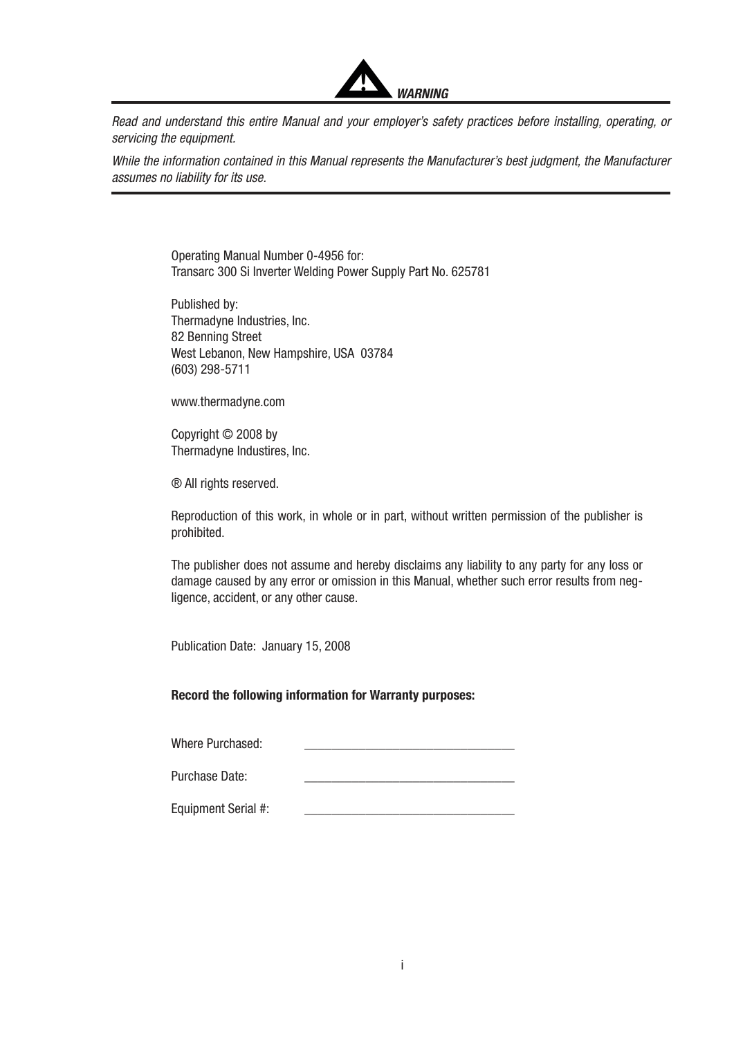**WARNING**

*Read and understand this entire Manual and your employer's safety practices before installing, operating, or servicing the equipment.*

*While the information contained in this Manual represents the Manufacturer's best judgment, the Manufacturer assumes no liability for its use.*

---

Operating Manual Number 0-4956 for:
Transarc 300 Si Inverter Welding Power Supply Part No. 625781

Published by:
Thermadyne Industries, Inc.
82 Benning Street
West Lebanon, New Hampshire, USA 03784
(603) 298-5711

www.thermadyne.com

Copyright © 2008 by
Thermadyne Industires, Inc.

® All rights reserved.

Reproduction of this work, in whole or in part, without written permission of the publisher is prohibited.

The publisher does not assume and hereby disclaims any liability to any party for any loss or damage caused by any error or omission in this Manual, whether such error results from negligence, accident, or any other cause.

Publication Date: January 15, 2008

**Record the following information for Warranty purposes:**

Where Purchased: ________________________________

Purchase Date: ________________________________

Equipment Serial #: ________________________________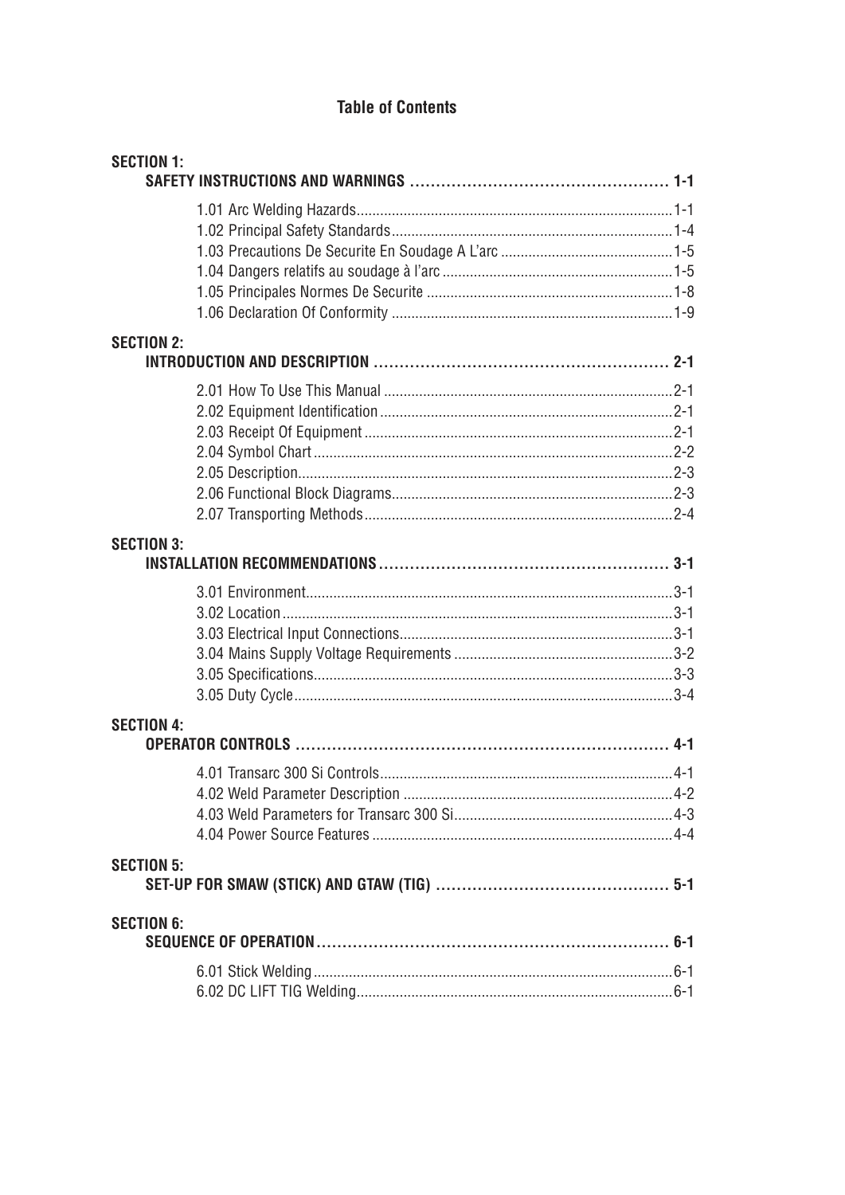# Table of Contents

**SECTION 1:**
**SAFETY INSTRUCTIONS AND WARNINGS .................................................. 1-1**

1.01 Arc Welding Hazards................................................................................1-1
1.02 Principal Safety Standards.......................................................................1-4
1.03 Precautions De Securite En Soudage A L'arc ............................................1-5
1.04 Dangers relatifs au soudage à l'arc ...........................................................1-5
1.05 Principales Normes De Securite ...............................................................1-8
1.06 Declaration Of Conformity .......................................................................1-9

**SECTION 2:**
**INTRODUCTION AND DESCRIPTION ......................................................... 2-1**

2.01 How To Use This Manual .........................................................................2-1
2.02 Equipment Identification ..........................................................................2-1
2.03 Receipt Of Equipment ..............................................................................2-1
2.04 Symbol Chart ...........................................................................................2-2
2.05 Description...............................................................................................2-3
2.06 Functional Block Diagrams.......................................................................2-3
2.07 Transporting Methods ..............................................................................2-4

**SECTION 3:**
**INSTALLATION RECOMMENDATIONS........................................................ 3-1**

3.01 Environment.............................................................................................3-1
3.02 Location ...................................................................................................3-1
3.03 Electrical Input Connections.....................................................................3-1
3.04 Mains Supply Voltage Requirements ........................................................3-2
3.05 Specifications...........................................................................................3-3
3.05 Duty Cycle................................................................................................3-4

**SECTION 4:**
**OPERATOR CONTROLS ........................................................................ 4-1**

4.01 Transarc 300 Si Controls..........................................................................4-1
4.02 Weld Parameter Description ....................................................................4-2
4.03 Weld Parameters for Transarc 300 Si.......................................................4-3
4.04 Power Source Features ............................................................................4-4

**SECTION 5:**
**SET-UP FOR SMAW (STICK) AND GTAW (TIG) ............................................ 5-1**

**SECTION 6:**
**SEQUENCE OF OPERATION.................................................................... 6-1**

6.01 Stick Welding...........................................................................................6-1
6.02 DC LIFT TIG Welding................................................................................6-1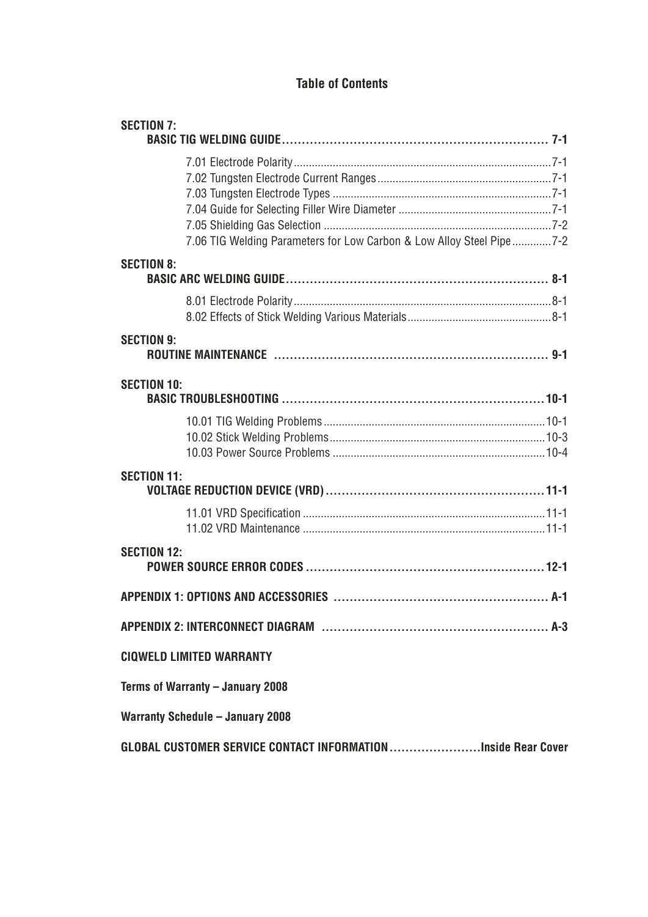# Table of Contents

**SECTION 7:**
**BASIC TIG WELDING GUIDE .................................................................. 7-1**

- 7.01 Electrode Polarity ........................................................................ 7-1
- 7.02 Tungsten Electrode Current Ranges ............................................. 7-1
- 7.03 Tungsten Electrode Types ............................................................ 7-1
- 7.04 Guide for Selecting Filler Wire Diameter ...................................... 7-1
- 7.05 Shielding Gas Selection .............................................................. 7-2
- 7.06 TIG Welding Parameters for Low Carbon & Low Alloy Steel Pipe ............. 7-2

**SECTION 8:**
**BASIC ARC WELDING GUIDE .................................................................. 8-1**

- 8.01 Electrode Polarity ........................................................................ 8-1
- 8.02 Effects of Stick Welding Various Materials ................................... 8-1

**SECTION 9:**
**ROUTINE MAINTENANCE ...................................................................... 9-1**

**SECTION 10:**
**BASIC TROUBLESHOOTING .................................................................. 10-1**

- 10.01 TIG Welding Problems ............................................................... 10-1
- 10.02 Stick Welding Problems ............................................................. 10-3
- 10.03 Power Source Problems ............................................................ 10-4

**SECTION 11:**
**VOLTAGE REDUCTION DEVICE (VRD) ..................................................... 11-1**

- 11.01 VRD Specification ..................................................................... 11-1
- 11.02 VRD Maintenance ..................................................................... 11-1

**SECTION 12:**
**POWER SOURCE ERROR CODES .......................................................... 12-1**

**APPENDIX 1: OPTIONS AND ACCESSORIES ........................................... A-1**

**APPENDIX 2: INTERCONNECT DIAGRAM ............................................... A-3**

**CIQWELD LIMITED WARRANTY**

**Terms of Warranty – January 2008**

**Warranty Schedule – January 2008**

**GLOBAL CUSTOMER SERVICE CONTACT INFORMATION ....................... Inside Rear Cover**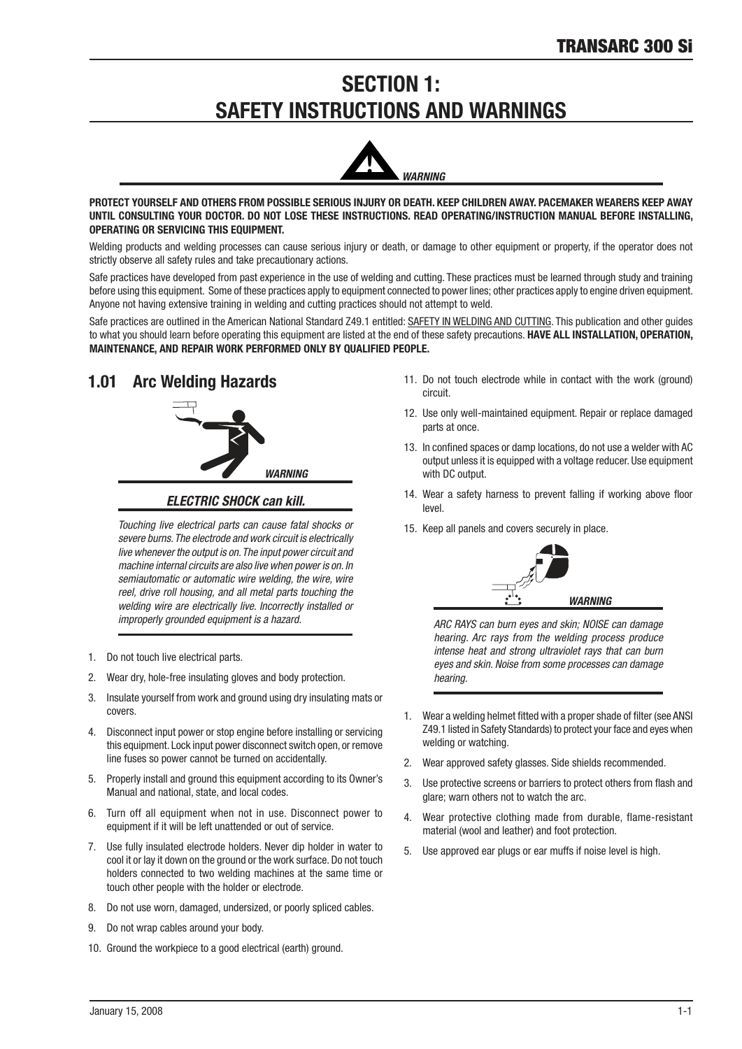# SECTION 1: SAFETY INSTRUCTIONS AND WARNINGS

*WARNING*

**PROTECT YOURSELF AND OTHERS FROM POSSIBLE SERIOUS INJURY OR DEATH. KEEP CHILDREN AWAY. PACEMAKER WEARERS KEEP AWAY UNTIL CONSULTING YOUR DOCTOR. DO NOT LOSE THESE INSTRUCTIONS. READ OPERATING/INSTRUCTION MANUAL BEFORE INSTALLING, OPERATING OR SERVICING THIS EQUIPMENT.**

Welding products and welding processes can cause serious injury or death, or damage to other equipment or property, if the operator does not strictly observe all safety rules and take precautionary actions.

Safe practices have developed from past experience in the use of welding and cutting. These practices must be learned through study and training before using this equipment. Some of these practices apply to equipment connected to power lines; other practices apply to engine driven equipment. Anyone not having extensive training in welding and cutting practices should not attempt to weld.

Safe practices are outlined in the American National Standard Z49.1 entitled: SAFETY IN WELDING AND CUTTING. This publication and other guides to what you should learn before operating this equipment are listed at the end of these safety precautions. **HAVE ALL INSTALLATION, OPERATION, MAINTENANCE, AND REPAIR WORK PERFORMED ONLY BY QUALIFIED PEOPLE.**

## 1.01 Arc Welding Hazards

*WARNING*

***ELECTRIC SHOCK can kill.***

*Touching live electrical parts can cause fatal shocks or severe burns. The electrode and work circuit is electrically live whenever the output is on. The input power circuit and machine internal circuits are also live when power is on. In semiautomatic or automatic wire welding, the wire, wire reel, drive roll housing, and all metal parts touching the welding wire are electrically live. Incorrectly installed or improperly grounded equipment is a hazard.*

1. Do not touch live electrical parts.
2. Wear dry, hole-free insulating gloves and body protection.
3. Insulate yourself from work and ground using dry insulating mats or covers.
4. Disconnect input power or stop engine before installing or servicing this equipment. Lock input power disconnect switch open, or remove line fuses so power cannot be turned on accidentally.
5. Properly install and ground this equipment according to its Owner's Manual and national, state, and local codes.
6. Turn off all equipment when not in use. Disconnect power to equipment if it will be left unattended or out of service.
7. Use fully insulated electrode holders. Never dip holder in water to cool it or lay it down on the ground or the work surface. Do not touch holders connected to two welding machines at the same time or touch other people with the holder or electrode.
8. Do not use worn, damaged, undersized, or poorly spliced cables.
9. Do not wrap cables around your body.
10. Ground the workpiece to a good electrical (earth) ground.
11. Do not touch electrode while in contact with the work (ground) circuit.
12. Use only well-maintained equipment. Repair or replace damaged parts at once.
13. In confined spaces or damp locations, do not use a welder with AC output unless it is equipped with a voltage reducer. Use equipment with DC output.
14. Wear a safety harness to prevent falling if working above floor level.
15. Keep all panels and covers securely in place.

*WARNING*

*ARC RAYS can burn eyes and skin; NOISE can damage hearing. Arc rays from the welding process produce intense heat and strong ultraviolet rays that can burn eyes and skin. Noise from some processes can damage hearing.*

1. Wear a welding helmet fitted with a proper shade of filter (see ANSI Z49.1 listed in Safety Standards) to protect your face and eyes when welding or watching.
2. Wear approved safety glasses. Side shields recommended.
3. Use protective screens or barriers to protect others from flash and glare; warn others not to watch the arc.
4. Wear protective clothing made from durable, flame-resistant material (wool and leather) and foot protection.
5. Use approved ear plugs or ear muffs if noise level is high.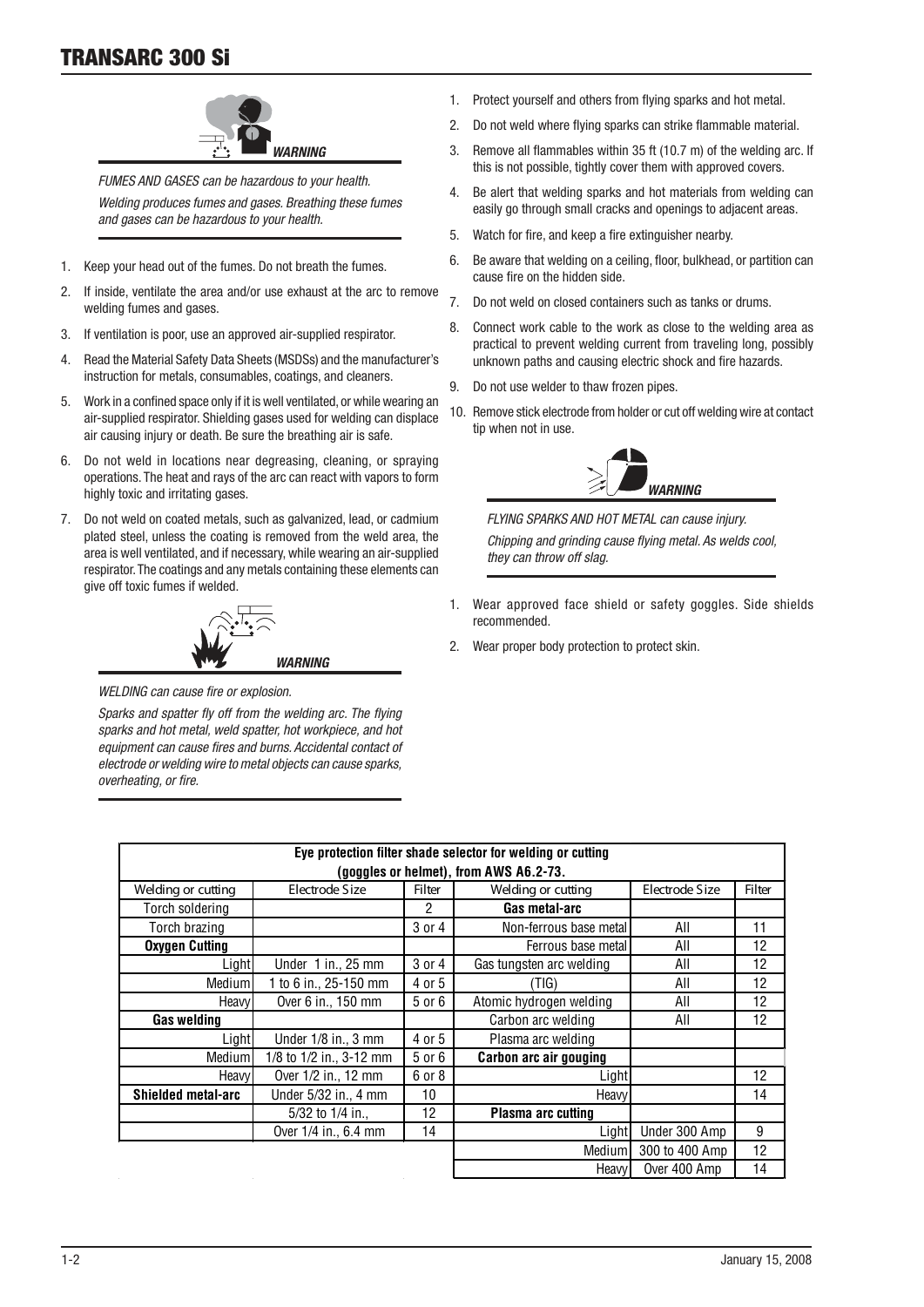**WARNING**

*FUMES AND GASES can be hazardous to your health.*

*Welding produces fumes and gases. Breathing these fumes and gases can be hazardous to your health.*

1. Keep your head out of the fumes. Do not breath the fumes.
2. If inside, ventilate the area and/or use exhaust at the arc to remove welding fumes and gases.
3. If ventilation is poor, use an approved air-supplied respirator.
4. Read the Material Safety Data Sheets (MSDSs) and the manufacturer's instruction for metals, consumables, coatings, and cleaners.
5. Work in a confined space only if it is well ventilated, or while wearing an air-supplied respirator. Shielding gases used for welding can displace air causing injury or death. Be sure the breathing air is safe.
6. Do not weld in locations near degreasing, cleaning, or spraying operations. The heat and rays of the arc can react with vapors to form highly toxic and irritating gases.
7. Do not weld on coated metals, such as galvanized, lead, or cadmium plated steel, unless the coating is removed from the weld area, the area is well ventilated, and if necessary, while wearing an air-supplied respirator. The coatings and any metals containing these elements can give off toxic fumes if welded.

**WARNING**

*WELDING can cause fire or explosion.*

*Sparks and spatter fly off from the welding arc. The flying sparks and hot metal, weld spatter, hot workpiece, and hot equipment can cause fires and burns. Accidental contact of electrode or welding wire to metal objects can cause sparks, overheating, or fire.*

1. Protect yourself and others from flying sparks and hot metal.
2. Do not weld where flying sparks can strike flammable material.
3. Remove all flammables within 35 ft (10.7 m) of the welding arc. If this is not possible, tightly cover them with approved covers.
4. Be alert that welding sparks and hot materials from welding can easily go through small cracks and openings to adjacent areas.
5. Watch for fire, and keep a fire extinguisher nearby.
6. Be aware that welding on a ceiling, floor, bulkhead, or partition can cause fire on the hidden side.
7. Do not weld on closed containers such as tanks or drums.
8. Connect work cable to the work as close to the welding area as practical to prevent welding current from traveling long, possibly unknown paths and causing electric shock and fire hazards.
9. Do not use welder to thaw frozen pipes.
10. Remove stick electrode from holder or cut off welding wire at contact tip when not in use.

**WARNING**

*FLYING SPARKS AND HOT METAL can cause injury.*

*Chipping and grinding cause flying metal. As welds cool, they can throw off slag.*

1. Wear approved face shield or safety goggles. Side shields recommended.
2. Wear proper body protection to protect skin.

**Eye protection filter shade selector for welding or cutting (goggles or helmet), from AWS A6.2-73.**

| Welding or cutting | Electrode Size | Filter | Welding or cutting | Electrode Size | Filter |
|---|---|---|---|---|---|
| Torch soldering | | 2 | **Gas metal-arc** | | |
| Torch brazing | | 3 or 4 | Non-ferrous base metal | All | 11 |
| **Oxygen Cutting** | | | Ferrous base metal | All | 12 |
| Light | Under 1 in., 25 mm | 3 or 4 | Gas tungsten arc welding | All | 12 |
| Medium | 1 to 6 in., 25-150 mm | 4 or 5 | (TIG) | All | 12 |
| Heavy | Over 6 in., 150 mm | 5 or 6 | Atomic hydrogen welding | All | 12 |
| **Gas welding** | | | Carbon arc welding | All | 12 |
| Light | Under 1/8 in., 3 mm | 4 or 5 | Plasma arc welding | | |
| Medium | 1/8 to 1/2 in., 3-12 mm | 5 or 6 | **Carbon arc air gouging** | | |
| Heavy | Over 1/2 in., 12 mm | 6 or 8 | Light | | 12 |
| **Shielded metal-arc** | Under 5/32 in., 4 mm | 10 | Heavy | | 14 |
| | 5/32 to 1/4 in., | 12 | **Plasma arc cutting** | | |
| | Over 1/4 in., 6.4 mm | 14 | Light | Under 300 Amp | 9 |
| | | | Medium | 300 to 400 Amp | 12 |
| | | | Heavy | Over 400 Amp | 14 |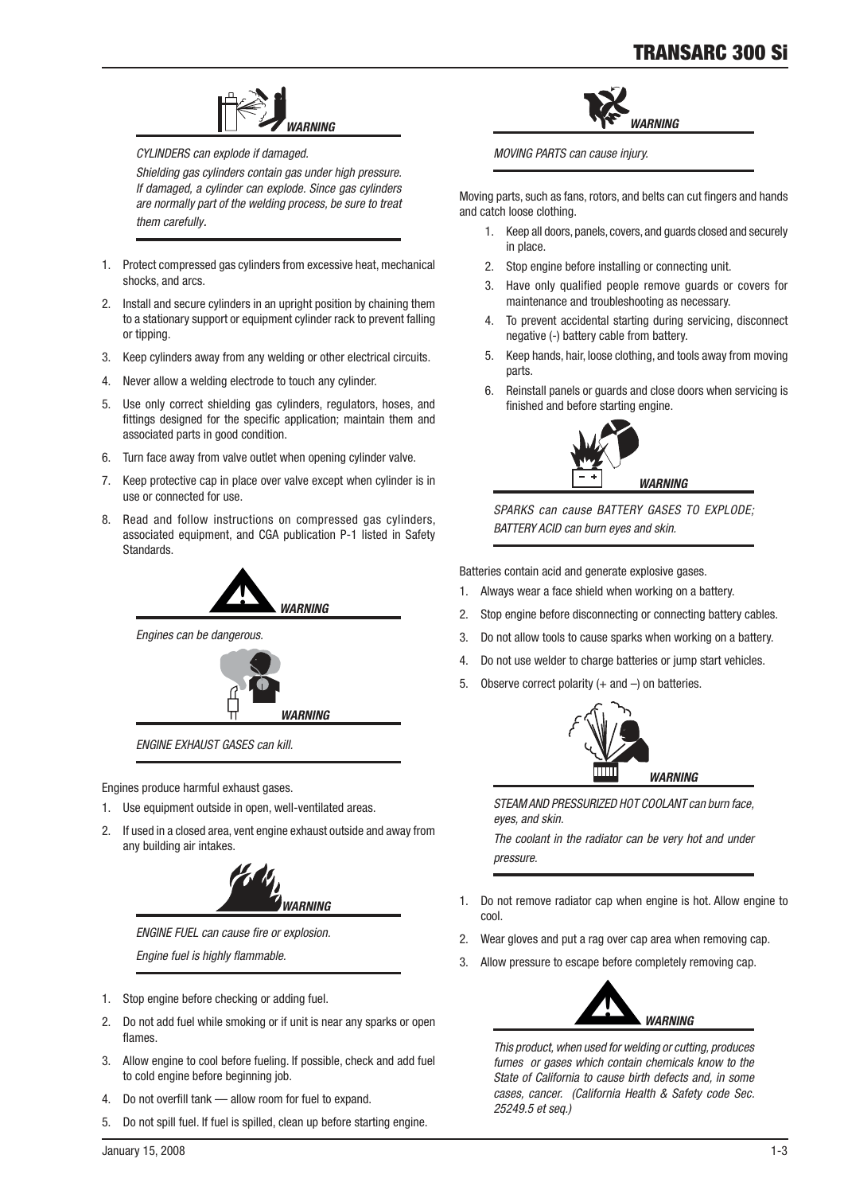***WARNING***

*CYLINDERS can explode if damaged.*

*Shielding gas cylinders contain gas under high pressure. If damaged, a cylinder can explode. Since gas cylinders are normally part of the welding process, be sure to treat them carefully.*

1. Protect compressed gas cylinders from excessive heat, mechanical shocks, and arcs.
2. Install and secure cylinders in an upright position by chaining them to a stationary support or equipment cylinder rack to prevent falling or tipping.
3. Keep cylinders away from any welding or other electrical circuits.
4. Never allow a welding electrode to touch any cylinder.
5. Use only correct shielding gas cylinders, regulators, hoses, and fittings designed for the specific application; maintain them and associated parts in good condition.
6. Turn face away from valve outlet when opening cylinder valve.
7. Keep protective cap in place over valve except when cylinder is in use or connected for use.
8. Read and follow instructions on compressed gas cylinders, associated equipment, and CGA publication P-1 listed in Safety Standards.

***WARNING***

*Engines can be dangerous.*

***WARNING***

*ENGINE EXHAUST GASES can kill.*

Engines produce harmful exhaust gases.

1. Use equipment outside in open, well-ventilated areas.
2. If used in a closed area, vent engine exhaust outside and away from any building air intakes.

***WARNING***

*ENGINE FUEL can cause fire or explosion.*

*Engine fuel is highly flammable.*

1. Stop engine before checking or adding fuel.
2. Do not add fuel while smoking or if unit is near any sparks or open flames.
3. Allow engine to cool before fueling. If possible, check and add fuel to cold engine before beginning job.
4. Do not overfill tank — allow room for fuel to expand.
5. Do not spill fuel. If fuel is spilled, clean up before starting engine.

***WARNING***

*MOVING PARTS can cause injury.*

Moving parts, such as fans, rotors, and belts can cut fingers and hands and catch loose clothing.

1. Keep all doors, panels, covers, and guards closed and securely in place.
2. Stop engine before installing or connecting unit.
3. Have only qualified people remove guards or covers for maintenance and troubleshooting as necessary.
4. To prevent accidental starting during servicing, disconnect negative (-) battery cable from battery.
5. Keep hands, hair, loose clothing, and tools away from moving parts.
6. Reinstall panels or guards and close doors when servicing is finished and before starting engine.

***WARNING***

*SPARKS can cause BATTERY GASES TO EXPLODE; BATTERY ACID can burn eyes and skin.*

Batteries contain acid and generate explosive gases.

1. Always wear a face shield when working on a battery.
2. Stop engine before disconnecting or connecting battery cables.
3. Do not allow tools to cause sparks when working on a battery.
4. Do not use welder to charge batteries or jump start vehicles.
5. Observe correct polarity (+ and –) on batteries.

***WARNING***

*STEAM AND PRESSURIZED HOT COOLANT can burn face, eyes, and skin.*

*The coolant in the radiator can be very hot and under pressure.*

1. Do not remove radiator cap when engine is hot. Allow engine to cool.
2. Wear gloves and put a rag over cap area when removing cap.
3. Allow pressure to escape before completely removing cap.

***WARNING***

*This product, when used for welding or cutting, produces fumes or gases which contain chemicals know to the State of California to cause birth defects and, in some cases, cancer. (California Health & Safety code Sec. 25249.5 et seq.)*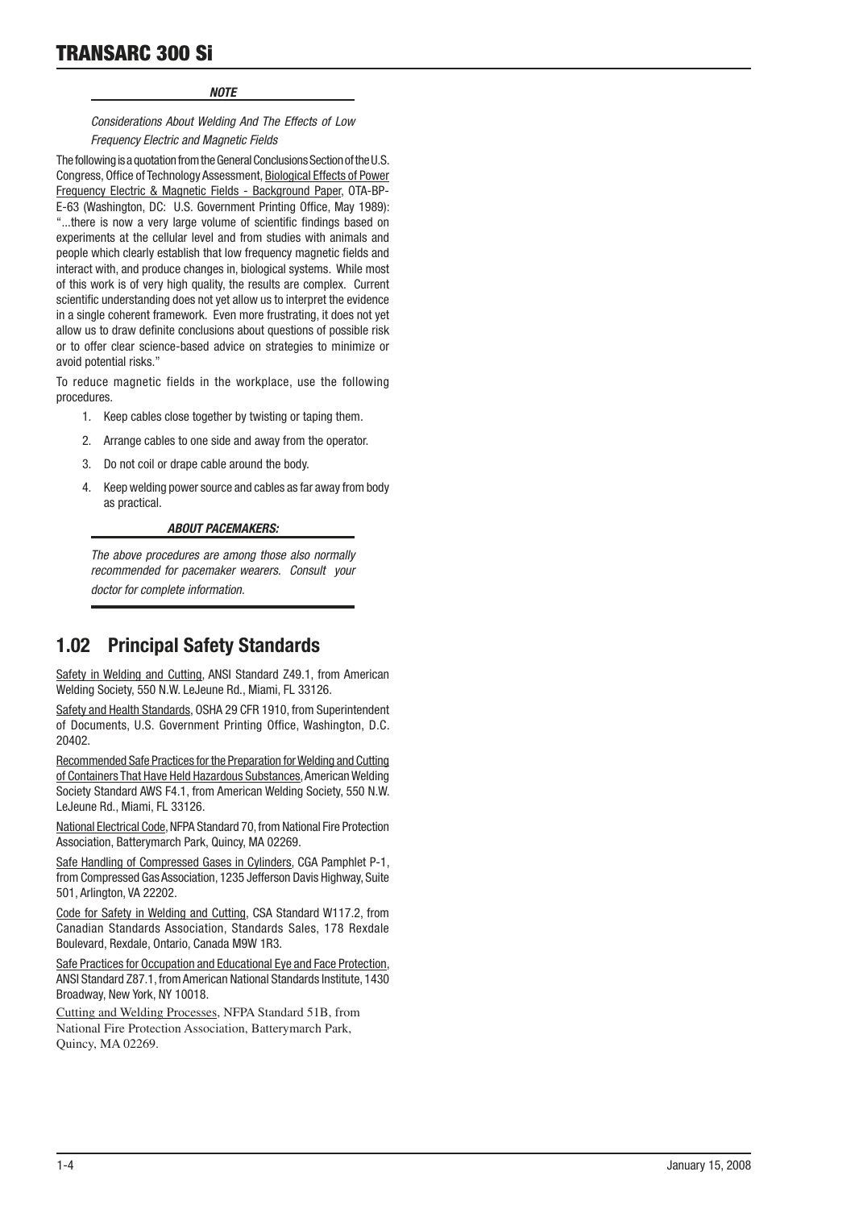**NOTE**

*Considerations About Welding And The Effects of Low Frequency Electric and Magnetic Fields*

The following is a quotation from the General Conclusions Section of the U.S. Congress, Office of Technology Assessment, Biological Effects of Power Frequency Electric & Magnetic Fields - Background Paper, OTA-BP-E-63 (Washington, DC: U.S. Government Printing Office, May 1989): "...there is now a very large volume of scientific findings based on experiments at the cellular level and from studies with animals and people which clearly establish that low frequency magnetic fields and interact with, and produce changes in, biological systems. While most of this work is of very high quality, the results are complex. Current scientific understanding does not yet allow us to interpret the evidence in a single coherent framework. Even more frustrating, it does not yet allow us to draw definite conclusions about questions of possible risk or to offer clear science-based advice on strategies to minimize or avoid potential risks."

To reduce magnetic fields in the workplace, use the following procedures.

1. Keep cables close together by twisting or taping them.
2. Arrange cables to one side and away from the operator.
3. Do not coil or drape cable around the body.
4. Keep welding power source and cables as far away from body as practical.

**ABOUT PACEMAKERS:**

*The above procedures are among those also normally recommended for pacemaker wearers. Consult your doctor for complete information.*

## 1.02 Principal Safety Standards

Safety in Welding and Cutting, ANSI Standard Z49.1, from American Welding Society, 550 N.W. LeJeune Rd., Miami, FL 33126.

Safety and Health Standards, OSHA 29 CFR 1910, from Superintendent of Documents, U.S. Government Printing Office, Washington, D.C. 20402.

Recommended Safe Practices for the Preparation for Welding and Cutting of Containers That Have Held Hazardous Substances, American Welding Society Standard AWS F4.1, from American Welding Society, 550 N.W. LeJeune Rd., Miami, FL 33126.

National Electrical Code, NFPA Standard 70, from National Fire Protection Association, Batterymarch Park, Quincy, MA 02269.

Safe Handling of Compressed Gases in Cylinders, CGA Pamphlet P-1, from Compressed Gas Association, 1235 Jefferson Davis Highway, Suite 501, Arlington, VA 22202.

Code for Safety in Welding and Cutting, CSA Standard W117.2, from Canadian Standards Association, Standards Sales, 178 Rexdale Boulevard, Rexdale, Ontario, Canada M9W 1R3.

Safe Practices for Occupation and Educational Eye and Face Protection, ANSI Standard Z87.1, from American National Standards Institute, 1430 Broadway, New York, NY 10018.

Cutting and Welding Processes, NFPA Standard 51B, from National Fire Protection Association, Batterymarch Park, Quincy, MA 02269.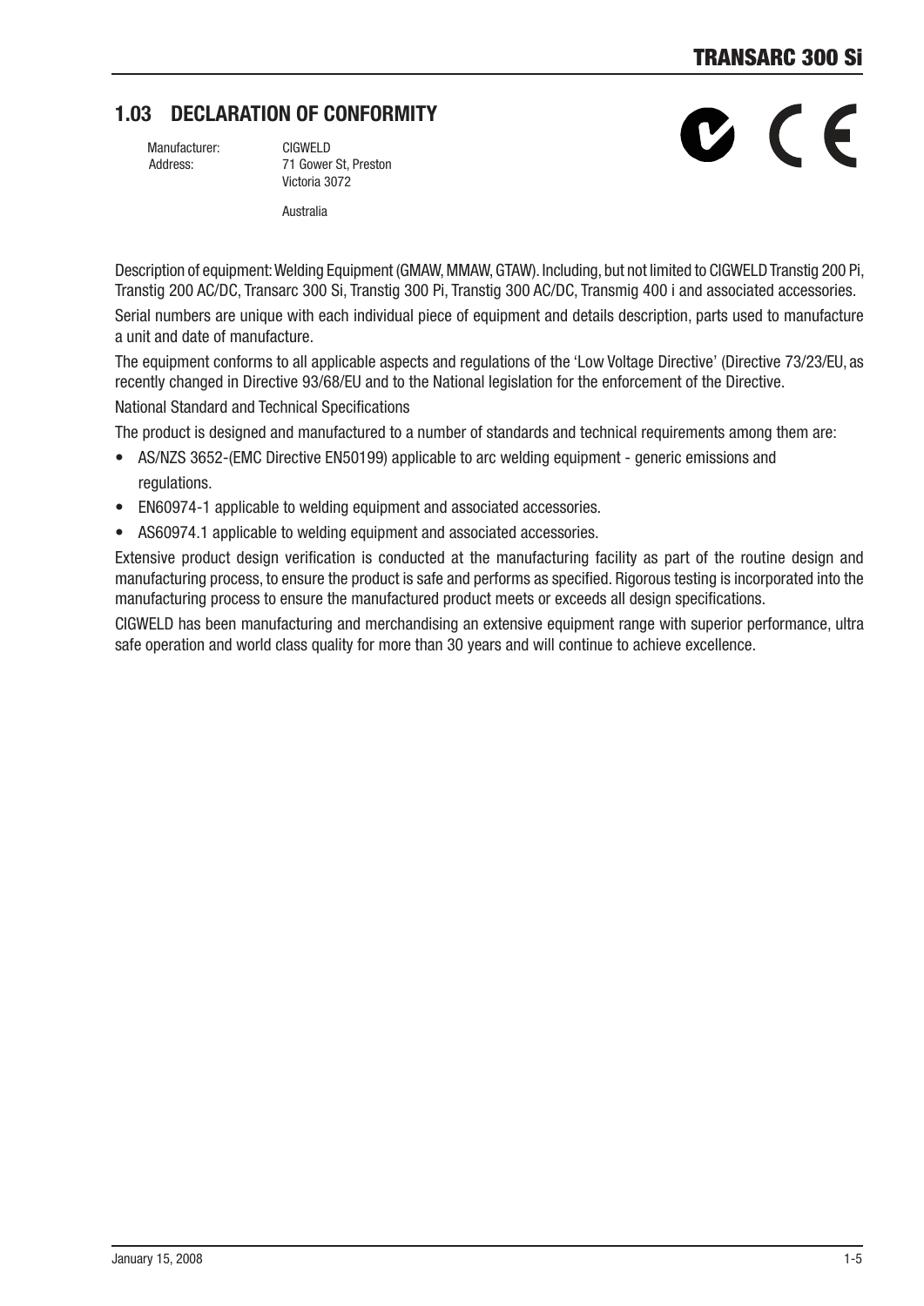## 1.03 DECLARATION OF CONFORMITY

Manufacturer: CIGWELD
Address: 71 Gower St, Preston
Victoria 3072

Australia

Description of equipment: Welding Equipment (GMAW, MMAW, GTAW). Including, but not limited to CIGWELD Transtig 200 Pi, Transtig 200 AC/DC, Transarc 300 Si, Transtig 300 Pi, Transtig 300 AC/DC, Transmig 400 i and associated accessories.

Serial numbers are unique with each individual piece of equipment and details description, parts used to manufacture a unit and date of manufacture.

The equipment conforms to all applicable aspects and regulations of the 'Low Voltage Directive' (Directive 73/23/EU, as recently changed in Directive 93/68/EU and to the National legislation for the enforcement of the Directive.

National Standard and Technical Specifications

The product is designed and manufactured to a number of standards and technical requirements among them are:

- AS/NZS 3652-(EMC Directive EN50199) applicable to arc welding equipment - generic emissions and regulations.
- EN60974-1 applicable to welding equipment and associated accessories.
- AS60974.1 applicable to welding equipment and associated accessories.

Extensive product design verification is conducted at the manufacturing facility as part of the routine design and manufacturing process, to ensure the product is safe and performs as specified. Rigorous testing is incorporated into the manufacturing process to ensure the manufactured product meets or exceeds all design specifications.

CIGWELD has been manufacturing and merchandising an extensive equipment range with superior performance, ultra safe operation and world class quality for more than 30 years and will continue to achieve excellence.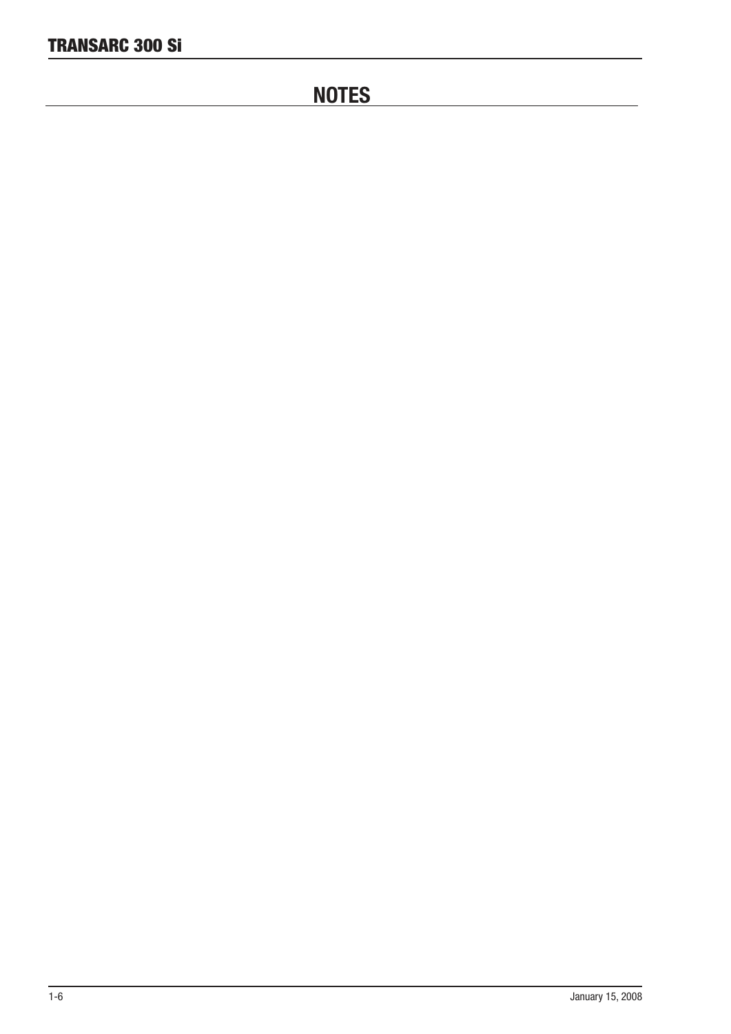## NOTES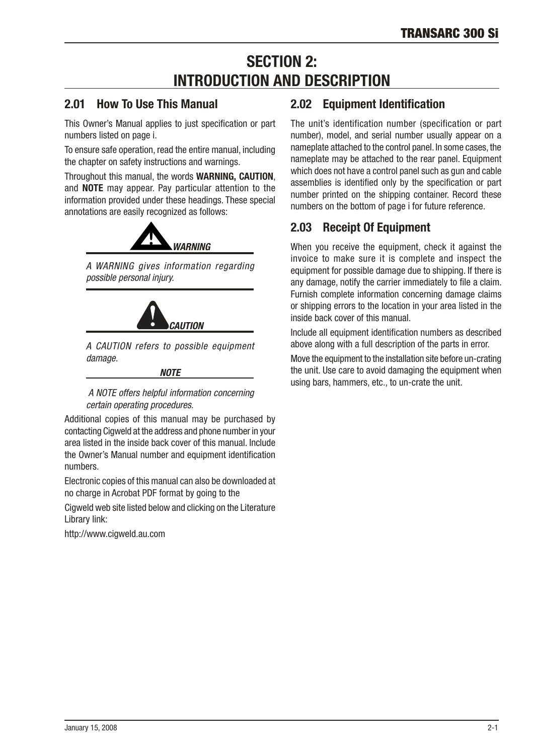# SECTION 2: INTRODUCTION AND DESCRIPTION

## 2.01 How To Use This Manual

This Owner's Manual applies to just specification or part numbers listed on page i.

To ensure safe operation, read the entire manual, including the chapter on safety instructions and warnings.

Throughout this manual, the words **WARNING, CAUTION**, and **NOTE** may appear. Pay particular attention to the information provided under these headings. These special annotations are easily recognized as follows:

***WARNING***

*A WARNING gives information regarding possible personal injury.*

***CAUTION***

*A CAUTION refers to possible equipment damage.*

***NOTE***

*A NOTE offers helpful information concerning certain operating procedures.*

Additional copies of this manual may be purchased by contacting Cigweld at the address and phone number in your area listed in the inside back cover of this manual. Include the Owner's Manual number and equipment identification numbers.

Electronic copies of this manual can also be downloaded at no charge in Acrobat PDF format by going to the

Cigweld web site listed below and clicking on the Literature Library link:

http://www.cigweld.au.com

## 2.02 Equipment Identification

The unit's identification number (specification or part number), model, and serial number usually appear on a nameplate attached to the control panel. In some cases, the nameplate may be attached to the rear panel. Equipment which does not have a control panel such as gun and cable assemblies is identified only by the specification or part number printed on the shipping container. Record these numbers on the bottom of page i for future reference.

## 2.03 Receipt Of Equipment

When you receive the equipment, check it against the invoice to make sure it is complete and inspect the equipment for possible damage due to shipping. If there is any damage, notify the carrier immediately to file a claim. Furnish complete information concerning damage claims or shipping errors to the location in your area listed in the inside back cover of this manual.

Include all equipment identification numbers as described above along with a full description of the parts in error.

Move the equipment to the installation site before un-crating the unit. Use care to avoid damaging the equipment when using bars, hammers, etc., to un-crate the unit.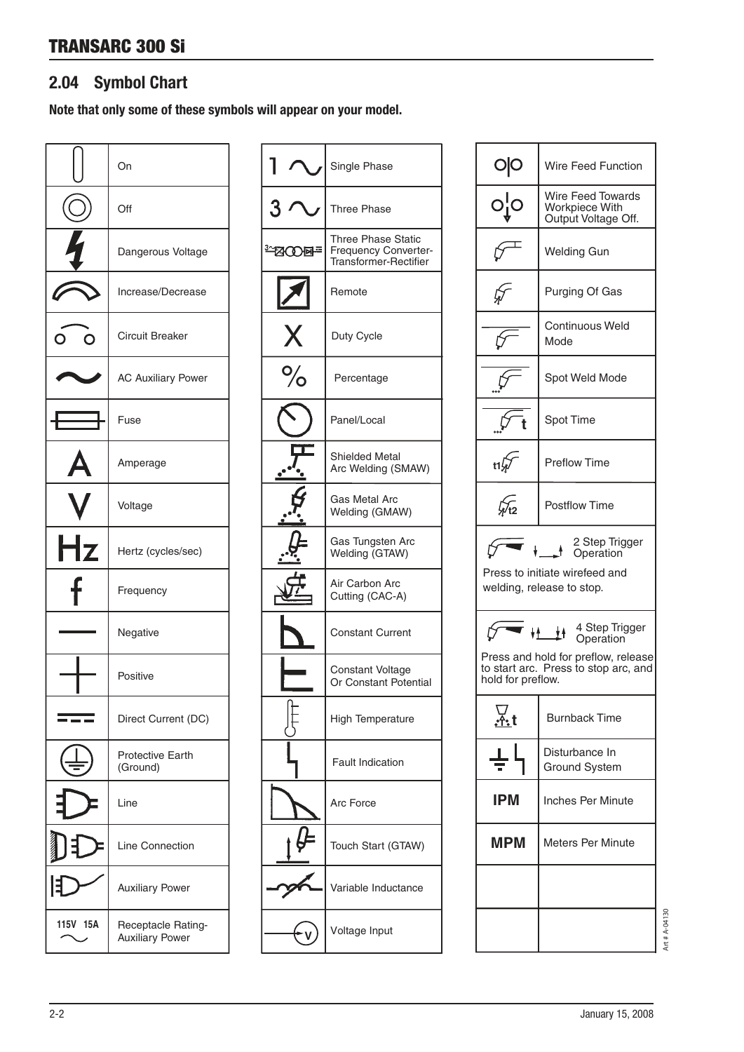## 2.04 Symbol Chart

**Note that only some of these symbols will appear on your model.**

| Symbol | Meaning |
|---|---|
| | On |
| | Off |
| | Dangerous Voltage |
| | Increase/Decrease |
| | Circuit Breaker |
| | AC Auxiliary Power |
| | Fuse |
| A | Amperage |
| V | Voltage |
| Hz | Hertz (cycles/sec) |
| f | Frequency |
| | Negative |
| | Positive |
| | Direct Current (DC) |
| | Protective Earth (Ground) |
| | Line |
| | Line Connection |
| | Auxiliary Power |
| 115V 15A | Receptacle Rating-Auxiliary Power |

| Symbol | Meaning |
|---|---|
| 1 ~ | Single Phase |
| 3 ~ | Three Phase |
| | Three Phase Static Frequency Converter-Transformer-Rectifier |
| | Remote |
| X | Duty Cycle |
| % | Percentage |
| | Panel/Local |
| | Shielded Metal Arc Welding (SMAW) |
| | Gas Metal Arc Welding (GMAW) |
| | Gas Tungsten Arc Welding (GTAW) |
| | Air Carbon Arc Cutting (CAC-A) |
| | Constant Current |
| | Constant Voltage Or Constant Potential |
| | High Temperature |
| | Fault Indication |
| | Arc Force |
| | Touch Start (GTAW) |
| | Variable Inductance |
| V | Voltage Input |

| Symbol | Meaning |
|---|---|
| | Wire Feed Function |
| | Wire Feed Towards Workpiece With Output Voltage Off. |
| | Welding Gun |
| | Purging Of Gas |
| | Continuous Weld Mode |
| | Spot Weld Mode |
| t | Spot Time |
| t1 | Preflow Time |
| t2 | Postflow Time |
| | 2 Step Trigger Operation<br>Press to initiate wirefeed and welding, release to stop. |
| | 4 Step Trigger Operation<br>Press and hold for preflow, release to start arc. Press to stop arc, and hold for preflow. |
| t | Burnback Time |
| | Disturbance In Ground System |
| IPM | Inches Per Minute |
| MPM | Meters Per Minute |
| | |
| | |

Art # A-04130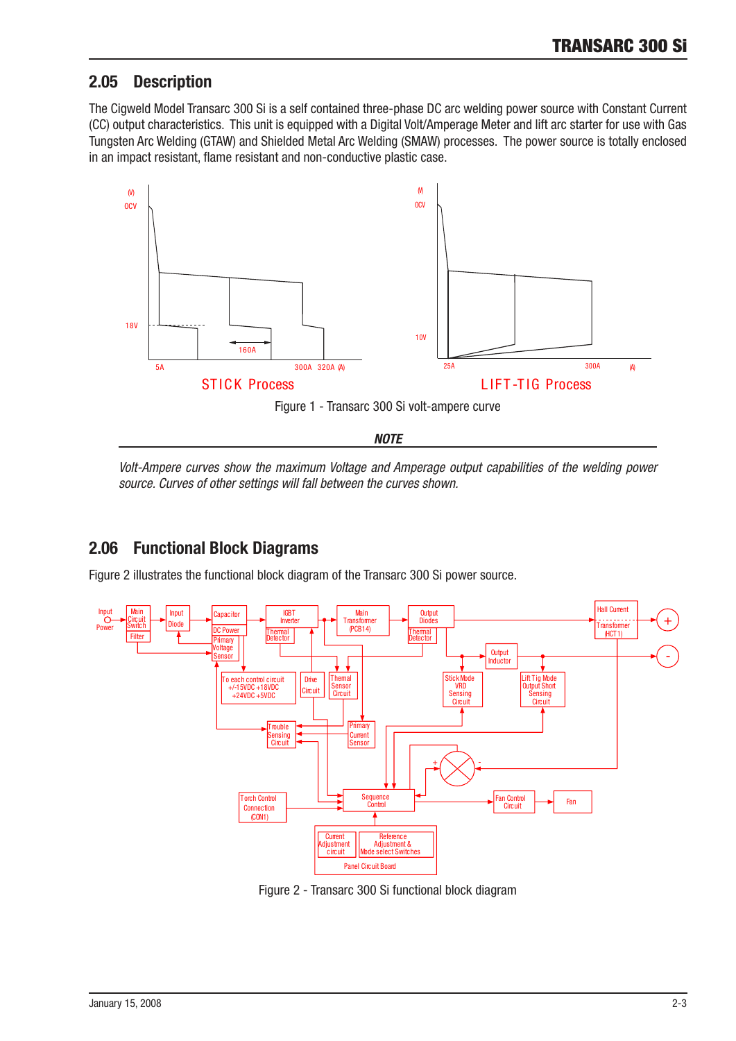## 2.05 Description

The Cigweld Model Transarc 300 Si is a self contained three-phase DC arc welding power source with Constant Current (CC) output characteristics. This unit is equipped with a Digital Volt/Amperage Meter and lift arc starter for use with Gas Tungsten Arc Welding (GTAW) and Shielded Metal Arc Welding (SMAW) processes. The power source is totally enclosed in an impact resistant, flame resistant and non-conductive plastic case.

Figure 1 - Transarc 300 Si volt-ampere curve

***NOTE***

*Volt-Ampere curves show the maximum Voltage and Amperage output capabilities of the welding power source. Curves of other settings will fall between the curves shown.*

## 2.06 Functional Block Diagrams

Figure 2 illustrates the functional block diagram of the Transarc 300 Si power source.

Figure 2 - Transarc 300 Si functional block diagram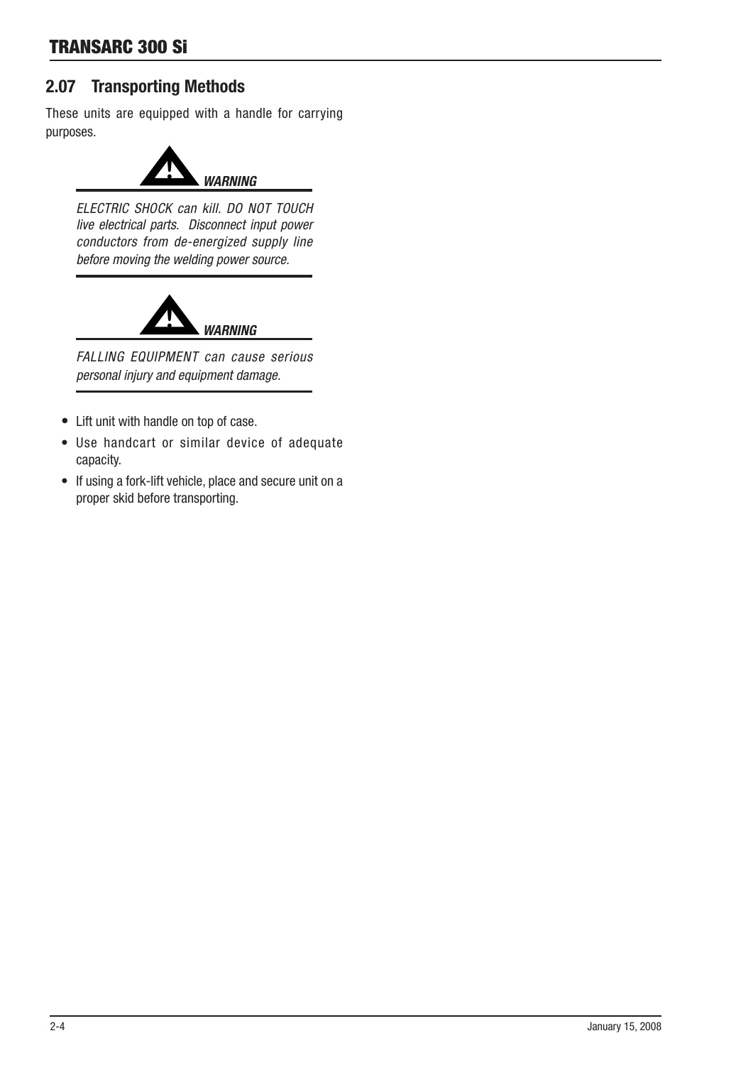## 2.07 Transporting Methods

These units are equipped with a handle for carrying purposes.

***WARNING***

*ELECTRIC SHOCK can kill. DO NOT TOUCH live electrical parts. Disconnect input power conductors from de-energized supply line before moving the welding power source.*

***WARNING***

*FALLING EQUIPMENT can cause serious personal injury and equipment damage.*

- Lift unit with handle on top of case.
- Use handcart or similar device of adequate capacity.
- If using a fork-lift vehicle, place and secure unit on a proper skid before transporting.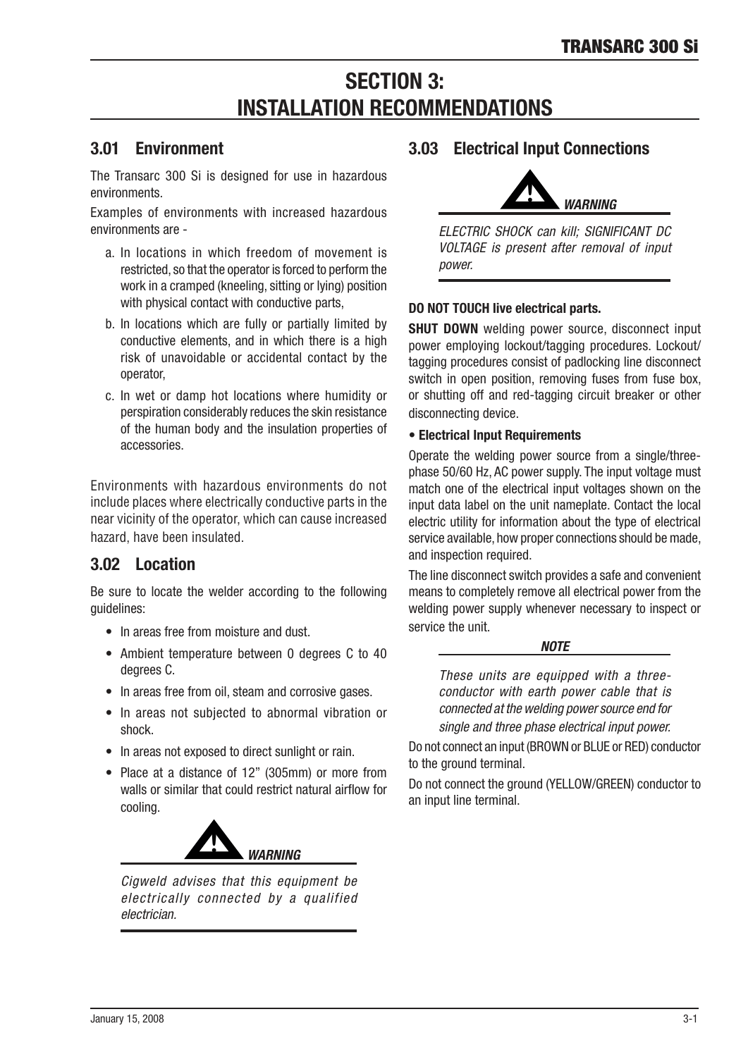# SECTION 3: INSTALLATION RECOMMENDATIONS

## 3.01 Environment

The Transarc 300 Si is designed for use in hazardous environments.

Examples of environments with increased hazardous environments are -

a. In locations in which freedom of movement is restricted, so that the operator is forced to perform the work in a cramped (kneeling, sitting or lying) position with physical contact with conductive parts,

b. In locations which are fully or partially limited by conductive elements, and in which there is a high risk of unavoidable or accidental contact by the operator,

c. In wet or damp hot locations where humidity or perspiration considerably reduces the skin resistance of the human body and the insulation properties of accessories.

Environments with hazardous environments do not include places where electrically conductive parts in the near vicinity of the operator, which can cause increased hazard, have been insulated.

## 3.02 Location

Be sure to locate the welder according to the following guidelines:

- In areas free from moisture and dust.
- Ambient temperature between 0 degrees C to 40 degrees C.
- In areas free from oil, steam and corrosive gases.
- In areas not subjected to abnormal vibration or shock.
- In areas not exposed to direct sunlight or rain.
- Place at a distance of 12" (305mm) or more from walls or similar that could restrict natural airflow for cooling.

**WARNING**

*Cigweld advises that this equipment be electrically connected by a qualified electrician.*

## 3.03 Electrical Input Connections

**WARNING**

*ELECTRIC SHOCK can kill; SIGNIFICANT DC VOLTAGE is present after removal of input power.*

**DO NOT TOUCH live electrical parts.**

**SHUT DOWN** welding power source, disconnect input power employing lockout/tagging procedures. Lockout/tagging procedures consist of padlocking line disconnect switch in open position, removing fuses from fuse box, or shutting off and red-tagging circuit breaker or other disconnecting device.

**• Electrical Input Requirements**

Operate the welding power source from a single/three-phase 50/60 Hz, AC power supply. The input voltage must match one of the electrical input voltages shown on the input data label on the unit nameplate. Contact the local electric utility for information about the type of electrical service available, how proper connections should be made, and inspection required.

The line disconnect switch provides a safe and convenient means to completely remove all electrical power from the welding power supply whenever necessary to inspect or service the unit.

**NOTE**

*These units are equipped with a three-conductor with earth power cable that is connected at the welding power source end for single and three phase electrical input power.*

Do not connect an input (BROWN or BLUE or RED) conductor to the ground terminal.

Do not connect the ground (YELLOW/GREEN) conductor to an input line terminal.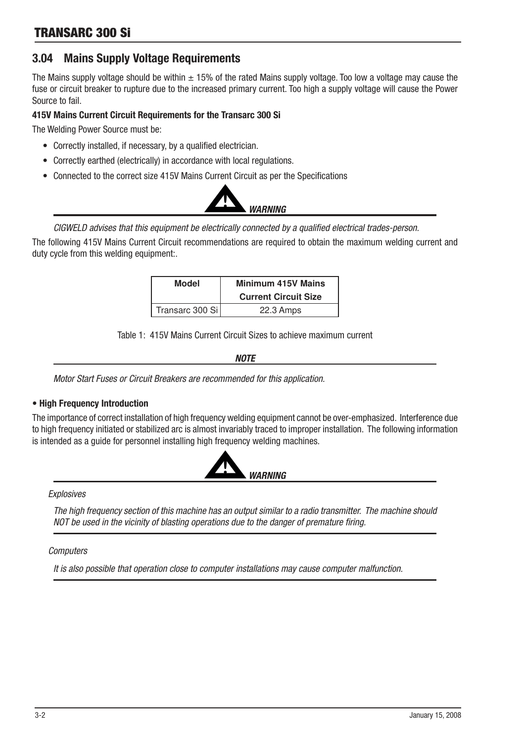## 3.04 Mains Supply Voltage Requirements

The Mains supply voltage should be within ± 15% of the rated Mains supply voltage. Too low a voltage may cause the fuse or circuit breaker to rupture due to the increased primary current. Too high a supply voltage will cause the Power Source to fail.

**415V Mains Current Circuit Requirements for the Transarc 300 Si**

The Welding Power Source must be:

- Correctly installed, if necessary, by a qualified electrician.
- Correctly earthed (electrically) in accordance with local regulations.
- Connected to the correct size 415V Mains Current Circuit as per the Specifications

***WARNING***

*CIGWELD advises that this equipment be electrically connected by a qualified electrical trades-person.*

The following 415V Mains Current Circuit recommendations are required to obtain the maximum welding current and duty cycle from this welding equipment:.

| Model | Minimum 415V Mains Current Circuit Size |
|---|---|
| Transarc 300 Si | 22.3 Amps |

Table 1: 415V Mains Current Circuit Sizes to achieve maximum current

***NOTE***

*Motor Start Fuses or Circuit Breakers are recommended for this application.*

**• High Frequency Introduction**

The importance of correct installation of high frequency welding equipment cannot be over-emphasized. Interference due to high frequency initiated or stabilized arc is almost invariably traced to improper installation. The following information is intended as a guide for personnel installing high frequency welding machines.

***WARNING***

*Explosives*

*The high frequency section of this machine has an output similar to a radio transmitter. The machine should NOT be used in the vicinity of blasting operations due to the danger of premature firing.*

*Computers*

*It is also possible that operation close to computer installations may cause computer malfunction.*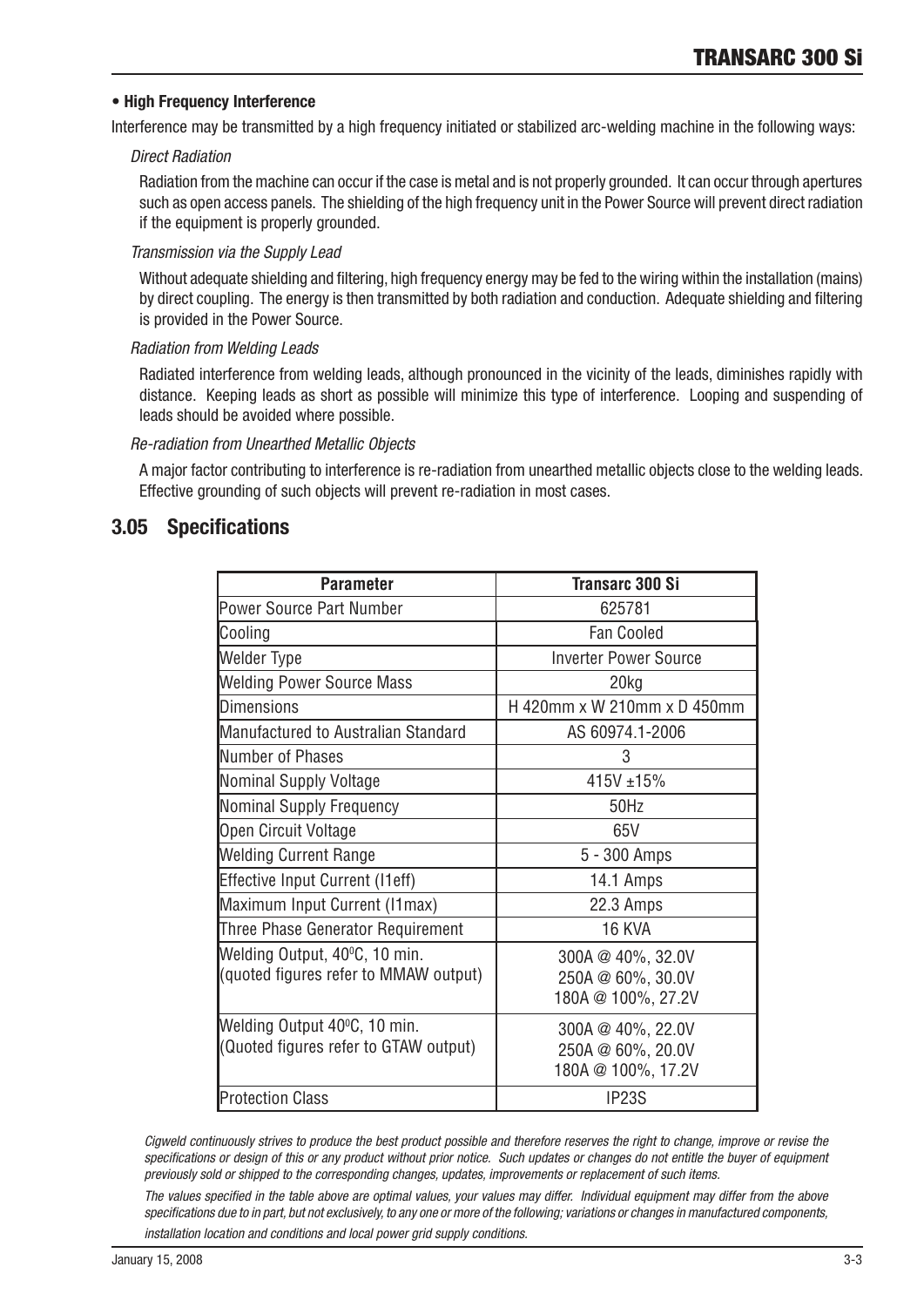**• High Frequency Interference**

Interference may be transmitted by a high frequency initiated or stabilized arc-welding machine in the following ways:

*Direct Radiation*

Radiation from the machine can occur if the case is metal and is not properly grounded. It can occur through apertures such as open access panels. The shielding of the high frequency unit in the Power Source will prevent direct radiation if the equipment is properly grounded.

*Transmission via the Supply Lead*

Without adequate shielding and filtering, high frequency energy may be fed to the wiring within the installation (mains) by direct coupling. The energy is then transmitted by both radiation and conduction. Adequate shielding and filtering is provided in the Power Source.

*Radiation from Welding Leads*

Radiated interference from welding leads, although pronounced in the vicinity of the leads, diminishes rapidly with distance. Keeping leads as short as possible will minimize this type of interference. Looping and suspending of leads should be avoided where possible.

*Re-radiation from Unearthed Metallic Objects*

A major factor contributing to interference is re-radiation from unearthed metallic objects close to the welding leads. Effective grounding of such objects will prevent re-radiation in most cases.

## 3.05 Specifications

| Parameter | Transarc 300 Si |
|---|---|
| Power Source Part Number | 625781 |
| Cooling | Fan Cooled |
| Welder Type | Inverter Power Source |
| Welding Power Source Mass | 20kg |
| Dimensions | H 420mm x W 210mm x D 450mm |
| Manufactured to Australian Standard | AS 60974.1-2006 |
| Number of Phases | 3 |
| Nominal Supply Voltage | 415V ±15% |
| Nominal Supply Frequency | 50Hz |
| Open Circuit Voltage | 65V |
| Welding Current Range | 5 - 300 Amps |
| Effective Input Current (I1eff) | 14.1 Amps |
| Maximum Input Current (I1max) | 22.3 Amps |
| Three Phase Generator Requirement | 16 KVA |
| Welding Output, 40°C, 10 min. (quoted figures refer to MMAW output) | 300A @ 40%, 32.0V<br>250A @ 60%, 30.0V<br>180A @ 100%, 27.2V |
| Welding Output 40°C, 10 min. (Quoted figures refer to GTAW output) | 300A @ 40%, 22.0V<br>250A @ 60%, 20.0V<br>180A @ 100%, 17.2V |
| Protection Class | IP23S |

*Cigweld continuously strives to produce the best product possible and therefore reserves the right to change, improve or revise the specifications or design of this or any product without prior notice. Such updates or changes do not entitle the buyer of equipment previously sold or shipped to the corresponding changes, updates, improvements or replacement of such items.*

*The values specified in the table above are optimal values, your values may differ. Individual equipment may differ from the above specifications due to in part, but not exclusively, to any one or more of the following; variations or changes in manufactured components, installation location and conditions and local power grid supply conditions.*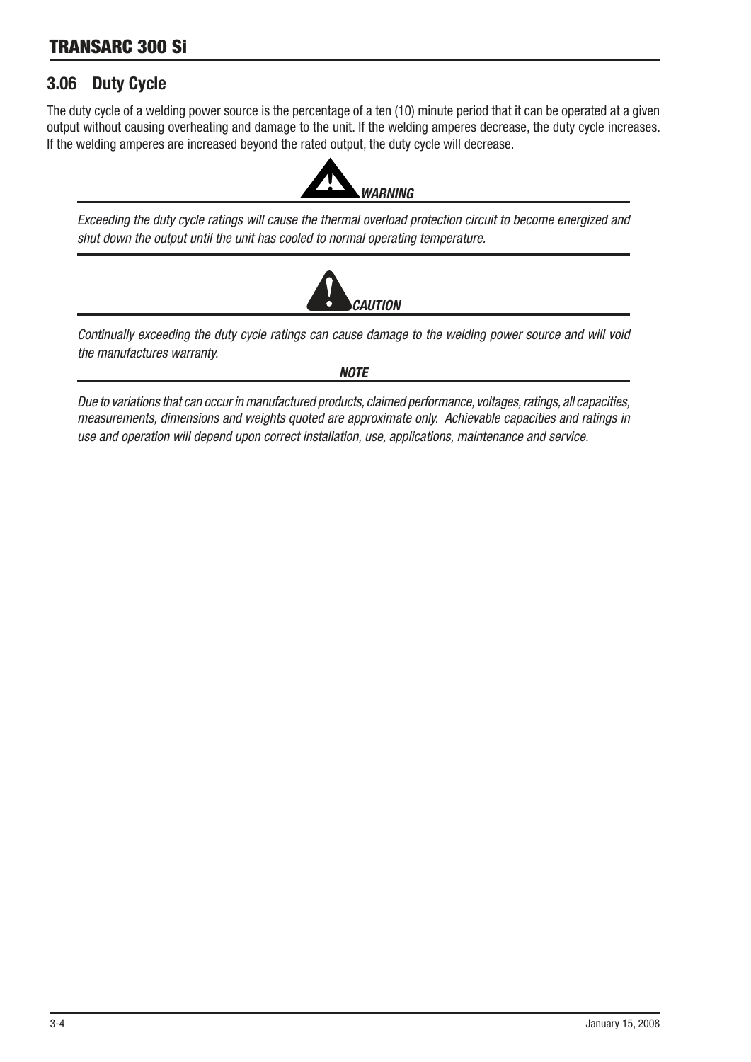## 3.06 Duty Cycle

The duty cycle of a welding power source is the percentage of a ten (10) minute period that it can be operated at a given output without causing overheating and damage to the unit. If the welding amperes decrease, the duty cycle increases. If the welding amperes are increased beyond the rated output, the duty cycle will decrease.

***WARNING***

*Exceeding the duty cycle ratings will cause the thermal overload protection circuit to become energized and shut down the output until the unit has cooled to normal operating temperature.*

***CAUTION***

*Continually exceeding the duty cycle ratings can cause damage to the welding power source and will void the manufactures warranty.*

***NOTE***

*Due to variations that can occur in manufactured products, claimed performance, voltages, ratings, all capacities, measurements, dimensions and weights quoted are approximate only. Achievable capacities and ratings in use and operation will depend upon correct installation, use, applications, maintenance and service.*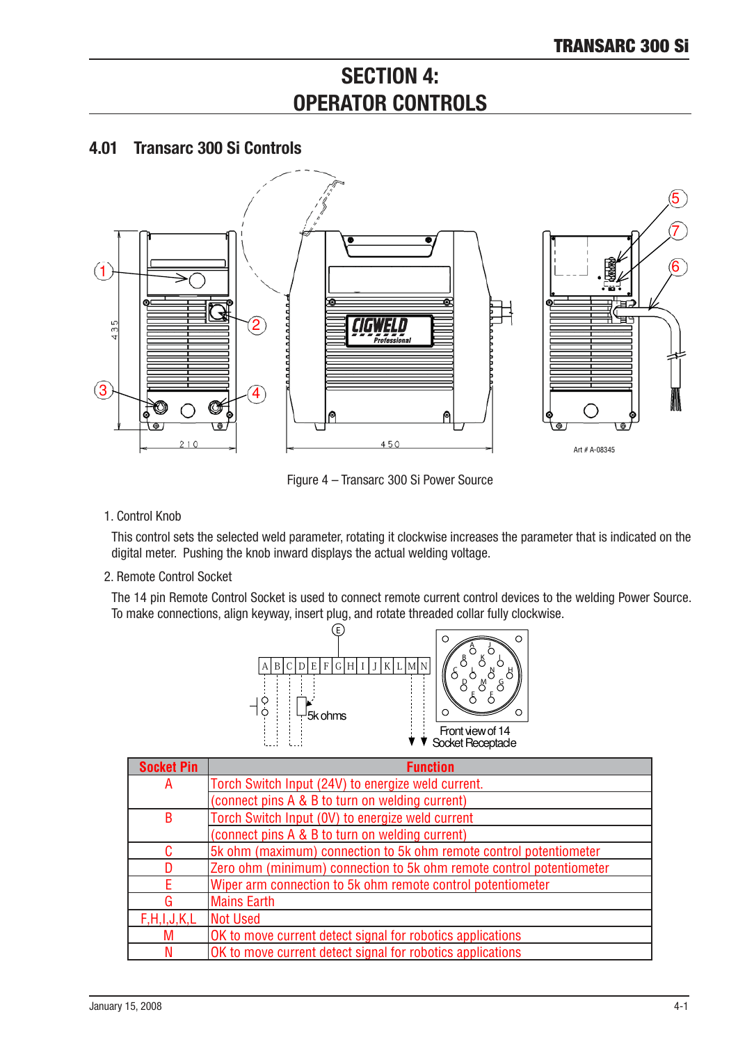# SECTION 4: OPERATOR CONTROLS

## 4.01 Transarc 300 Si Controls

Figure 4 – Transarc 300 Si Power Source

1. Control Knob

   This control sets the selected weld parameter, rotating it clockwise increases the parameter that is indicated on the digital meter. Pushing the knob inward displays the actual welding voltage.

2. Remote Control Socket

   The 14 pin Remote Control Socket is used to connect remote current control devices to the welding Power Source. To make connections, align keyway, insert plug, and rotate threaded collar fully clockwise.

| Socket Pin | Function |
|---|---|
| A | Torch Switch Input (24V) to energize weld current. (connect pins A & B to turn on welding current) |
| B | Torch Switch Input (0V) to energize weld current (connect pins A & B to turn on welding current) |
| C | 5k ohm (maximum) connection to 5k ohm remote control potentiometer |
| D | Zero ohm (minimum) connection to 5k ohm remote control potentiometer |
| E | Wiper arm connection to 5k ohm remote control potentiometer |
| G | Mains Earth |
| F,H,I,J,K,L | Not Used |
| M | OK to move current detect signal for robotics applications |
| N | OK to move current detect signal for robotics applications |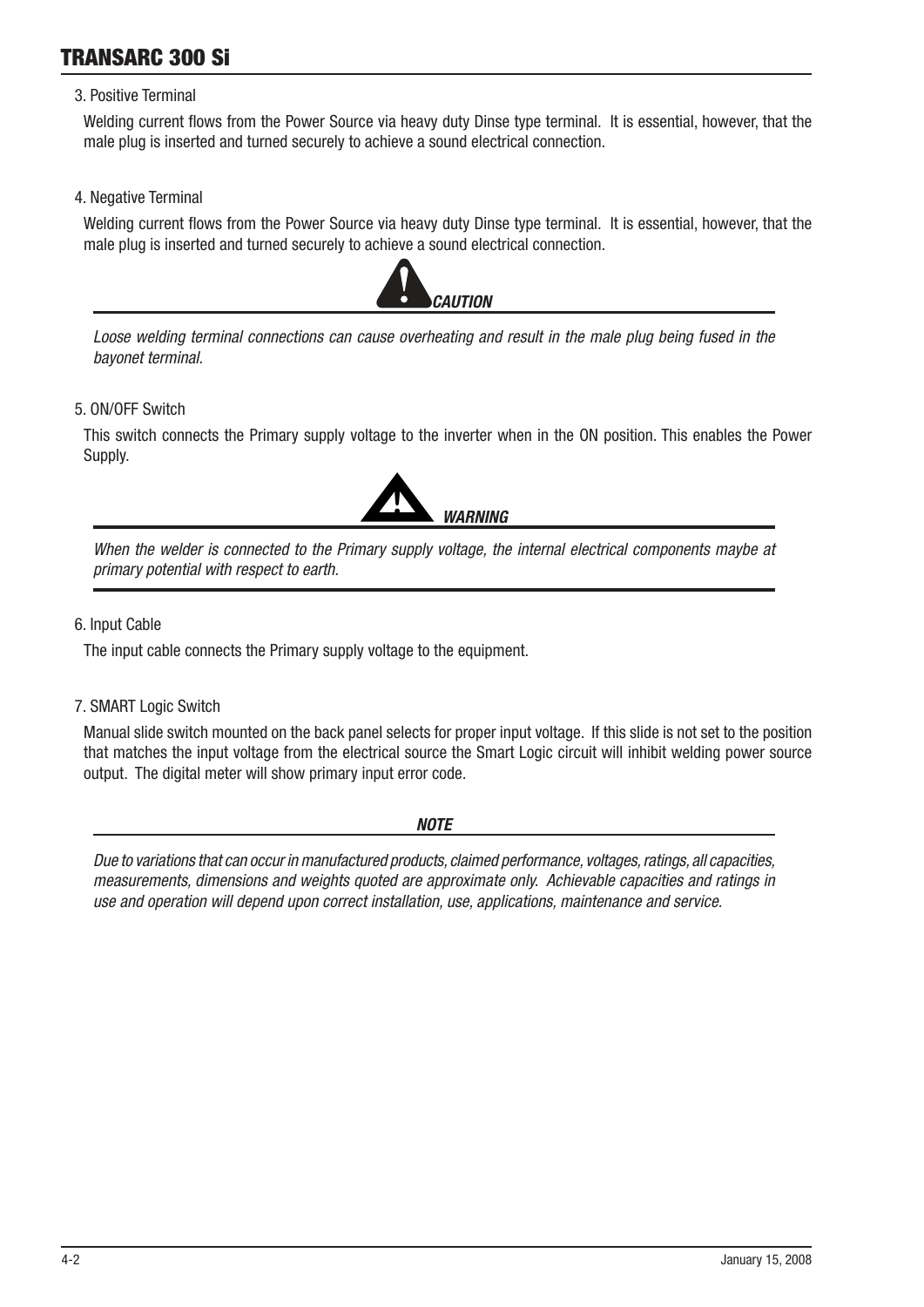3. Positive Terminal

Welding current flows from the Power Source via heavy duty Dinse type terminal. It is essential, however, that the male plug is inserted and turned securely to achieve a sound electrical connection.

4. Negative Terminal

Welding current flows from the Power Source via heavy duty Dinse type terminal. It is essential, however, that the male plug is inserted and turned securely to achieve a sound electrical connection.

***CAUTION***

*Loose welding terminal connections can cause overheating and result in the male plug being fused in the bayonet terminal.*

5. ON/OFF Switch

This switch connects the Primary supply voltage to the inverter when in the ON position. This enables the Power Supply.

***WARNING***

*When the welder is connected to the Primary supply voltage, the internal electrical components maybe at primary potential with respect to earth.*

6. Input Cable

The input cable connects the Primary supply voltage to the equipment.

7. SMART Logic Switch

Manual slide switch mounted on the back panel selects for proper input voltage. If this slide is not set to the position that matches the input voltage from the electrical source the Smart Logic circuit will inhibit welding power source output. The digital meter will show primary input error code.

***NOTE***

*Due to variations that can occur in manufactured products, claimed performance, voltages, ratings, all capacities, measurements, dimensions and weights quoted are approximate only. Achievable capacities and ratings in use and operation will depend upon correct installation, use, applications, maintenance and service.*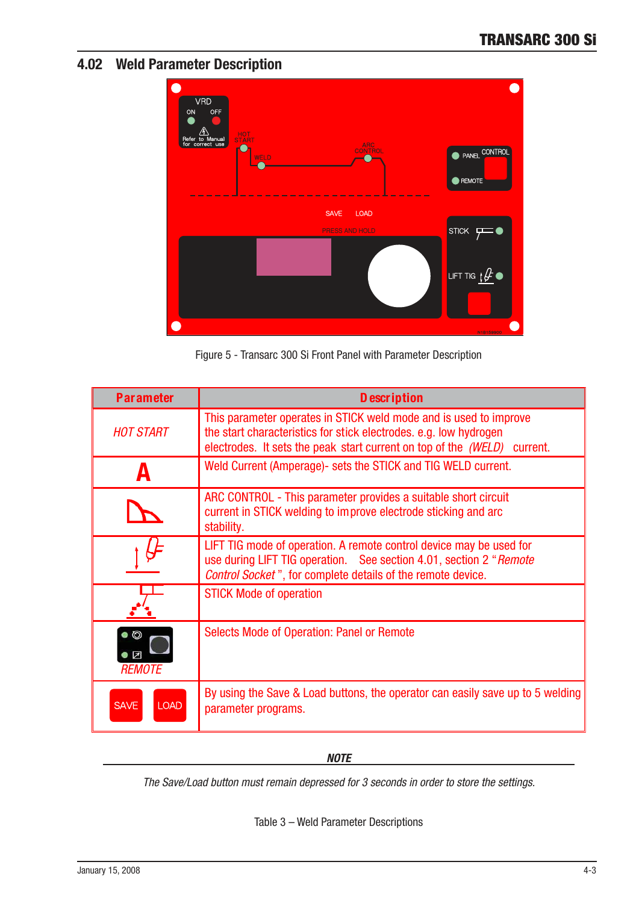## 4.02 Weld Parameter Description

Figure 5 - Transarc 300 Si Front Panel with Parameter Description

| Parameter | Description |
|---|---|
| *HOT START* | This parameter operates in STICK weld mode and is used to improve the start characteristics for stick electrodes. e.g. low hydrogen electrodes. It sets the peak start current on top of the *(WELD)* current. |
| A | Weld Current (Amperage)- sets the STICK and TIG WELD current. |
| | ARC CONTROL - This parameter provides a suitable short circuit current in STICK welding to improve electrode sticking and arc stability. |
| | LIFT TIG mode of operation. A remote control device may be used for use during LIFT TIG operation. See section 4.01, section 2 "*Remote Control Socket*", for complete details of the remote device. |
| | STICK Mode of operation |
| *REMOTE* | Selects Mode of Operation: Panel or Remote |
| SAVE LOAD | By using the Save & Load buttons, the operator can easily save up to 5 welding parameter programs. |

***NOTE***

*The Save/Load button must remain depressed for 3 seconds in order to store the settings.*

Table 3 – Weld Parameter Descriptions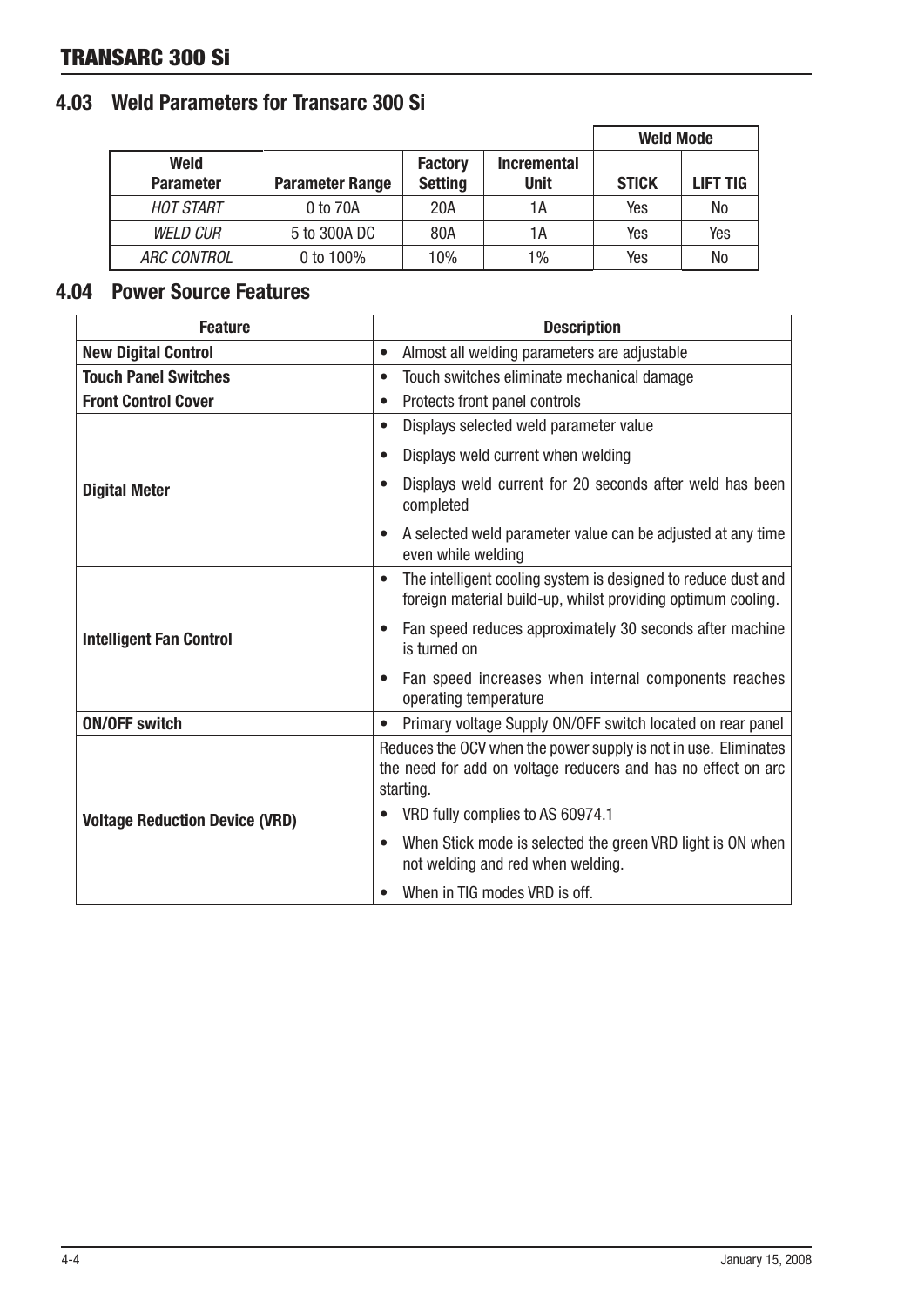## 4.03 Weld Parameters for Transarc 300 Si

| Weld Parameter | Parameter Range | Factory Setting | Incremental Unit | Weld Mode | |
|---|---|---|---|---|---|
| | | | | STICK | LIFT TIG |
| *HOT START* | 0 to 70A | 20A | 1A | Yes | No |
| *WELD CUR* | 5 to 300A DC | 80A | 1A | Yes | Yes |
| *ARC CONTROL* | 0 to 100% | 10% | 1% | Yes | No |

## 4.04 Power Source Features

| Feature | Description |
|---|---|
| **New Digital Control** | • Almost all welding parameters are adjustable |
| **Touch Panel Switches** | • Touch switches eliminate mechanical damage |
| **Front Control Cover** | • Protects front panel controls |
| **Digital Meter** | • Displays selected weld parameter value<br>• Displays weld current when welding<br>• Displays weld current for 20 seconds after weld has been completed<br>• A selected weld parameter value can be adjusted at any time even while welding |
| **Intelligent Fan Control** | • The intelligent cooling system is designed to reduce dust and foreign material build-up, whilst providing optimum cooling.<br>• Fan speed reduces approximately 30 seconds after machine is turned on<br>• Fan speed increases when internal components reaches operating temperature |
| **ON/OFF switch** | • Primary voltage Supply ON/OFF switch located on rear panel |
| **Voltage Reduction Device (VRD)** | Reduces the OCV when the power supply is not in use. Eliminates the need for add on voltage reducers and has no effect on arc starting.<br>• VRD fully complies to AS 60974.1<br>• When Stick mode is selected the green VRD light is ON when not welding and red when welding.<br>• When in TIG modes VRD is off. |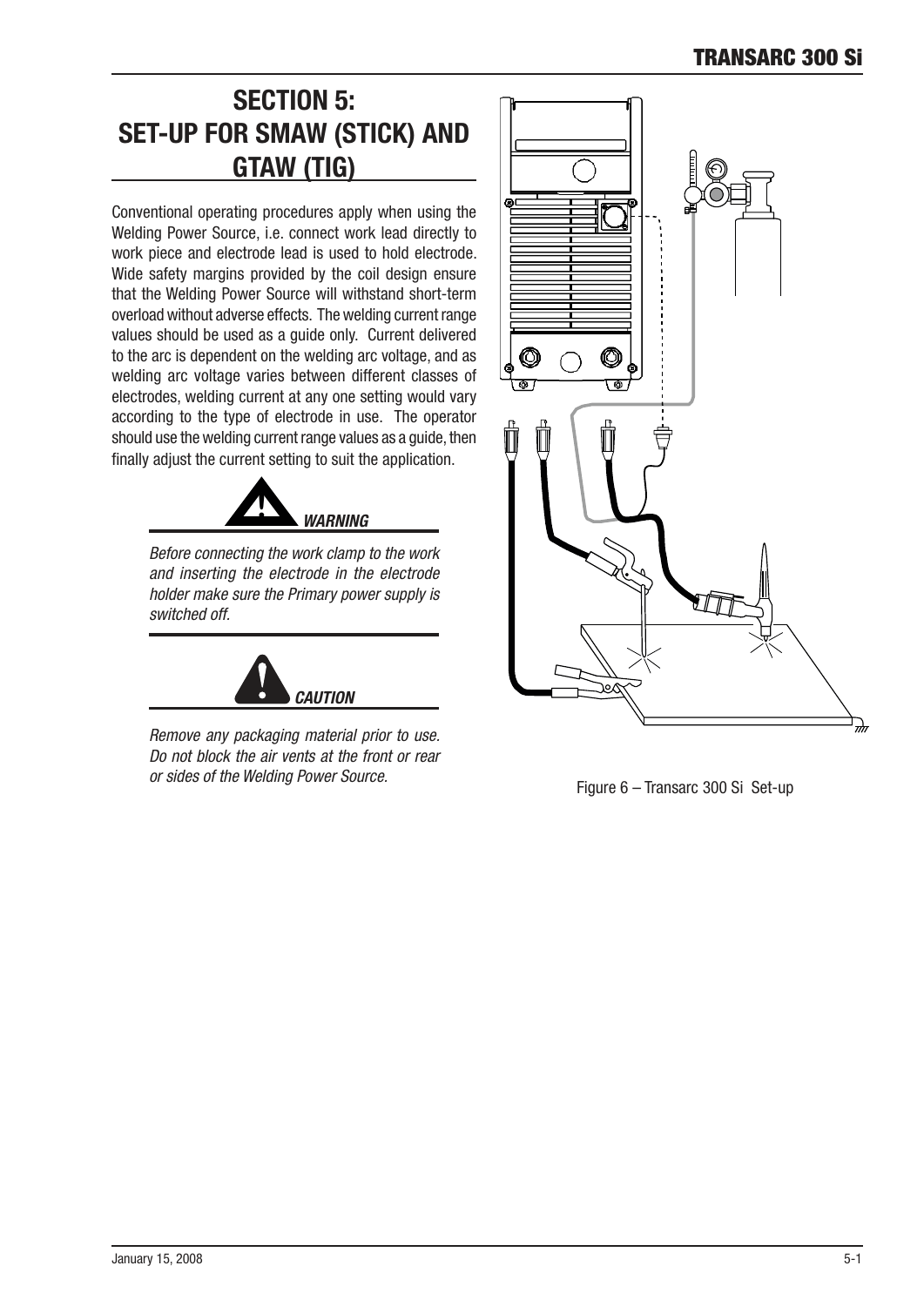# SECTION 5: SET-UP FOR SMAW (STICK) AND GTAW (TIG)

Conventional operating procedures apply when using the Welding Power Source, i.e. connect work lead directly to work piece and electrode lead is used to hold electrode. Wide safety margins provided by the coil design ensure that the Welding Power Source will withstand short-term overload without adverse effects. The welding current range values should be used as a guide only. Current delivered to the arc is dependent on the welding arc voltage, and as welding arc voltage varies between different classes of electrodes, welding current at any one setting would vary according to the type of electrode in use. The operator should use the welding current range values as a guide, then finally adjust the current setting to suit the application.

***WARNING***

*Before connecting the work clamp to the work and inserting the electrode in the electrode holder make sure the Primary power supply is switched off.*

***CAUTION***

*Remove any packaging material prior to use. Do not block the air vents at the front or rear or sides of the Welding Power Source.*

Figure 6 – Transarc 300 Si Set-up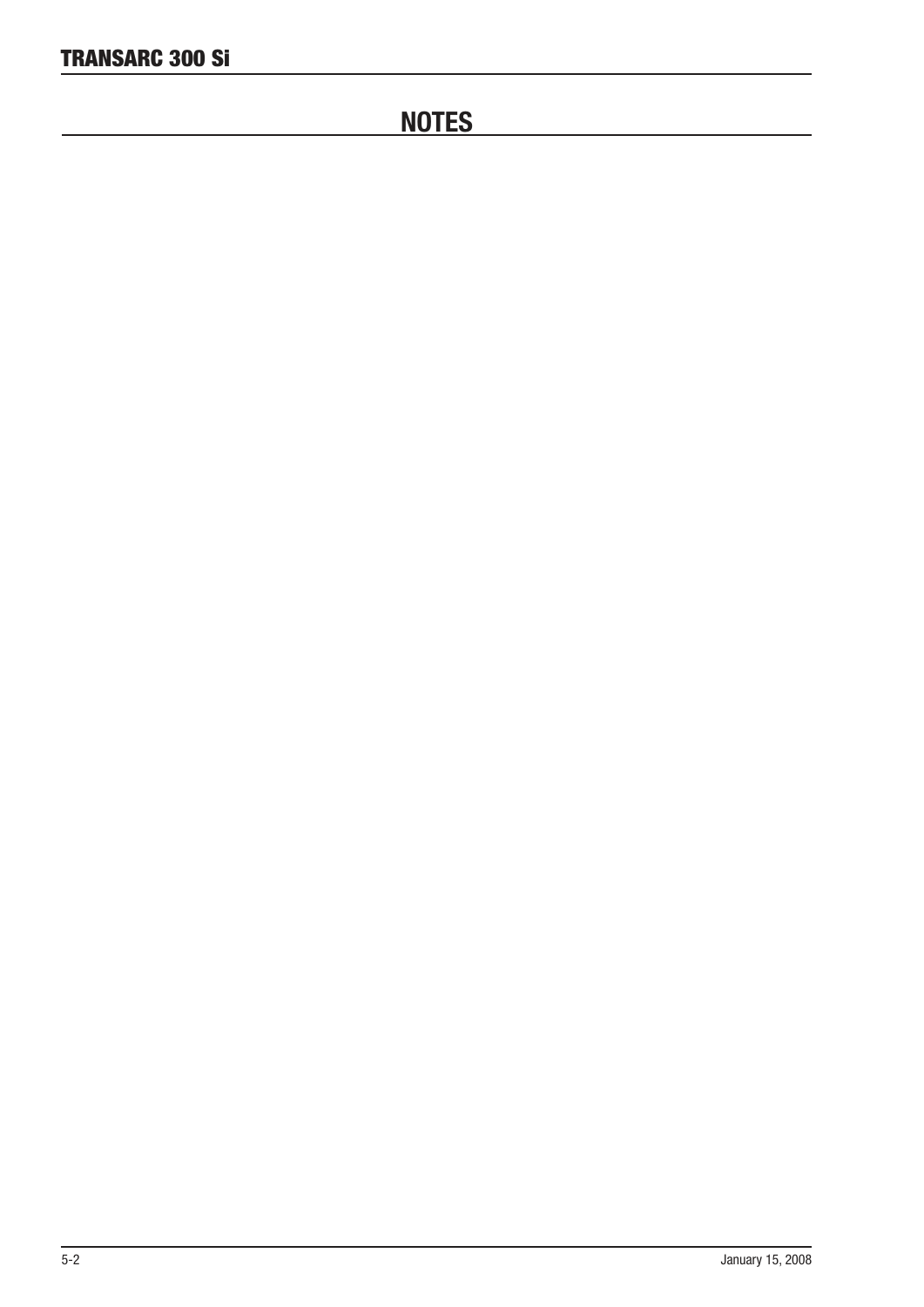# NOTES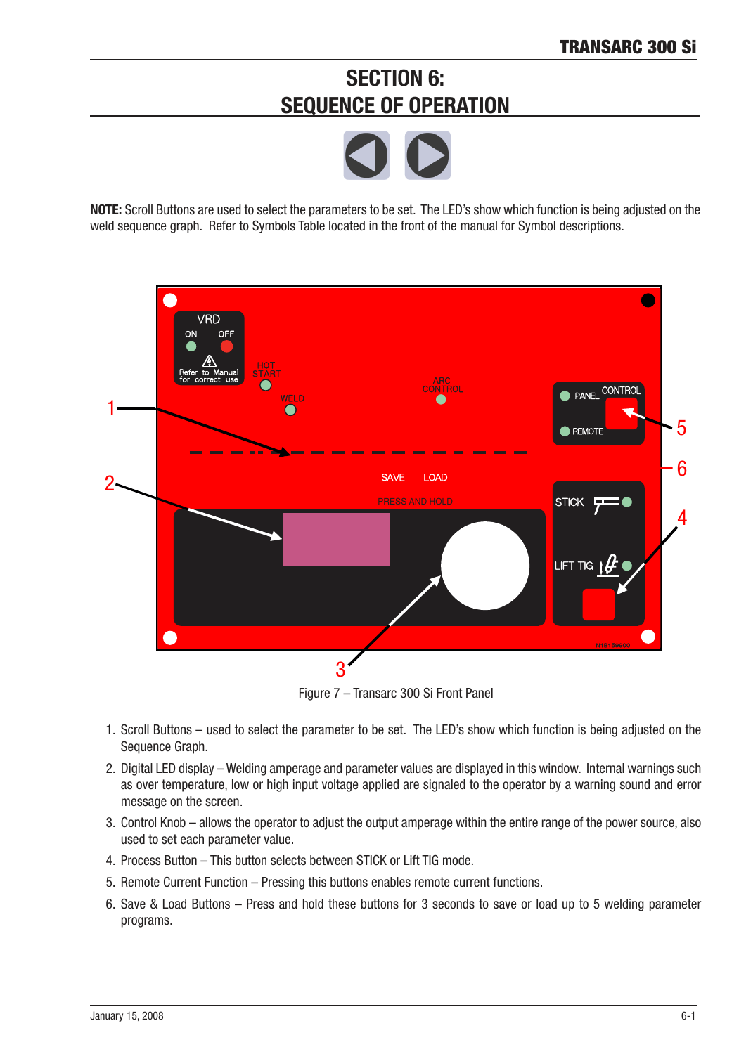# SECTION 6: SEQUENCE OF OPERATION

**NOTE:** Scroll Buttons are used to select the parameters to be set. The LED's show which function is being adjusted on the weld sequence graph. Refer to Symbols Table located in the front of the manual for Symbol descriptions.

Figure 7 – Transarc 300 Si Front Panel

1. Scroll Buttons – used to select the parameter to be set. The LED's show which function is being adjusted on the Sequence Graph.
2. Digital LED display – Welding amperage and parameter values are displayed in this window. Internal warnings such as over temperature, low or high input voltage applied are signaled to the operator by a warning sound and error message on the screen.
3. Control Knob – allows the operator to adjust the output amperage within the entire range of the power source, also used to set each parameter value.
4. Process Button – This button selects between STICK or Lift TIG mode.
5. Remote Current Function – Pressing this buttons enables remote current functions.
6. Save & Load Buttons – Press and hold these buttons for 3 seconds to save or load up to 5 welding parameter programs.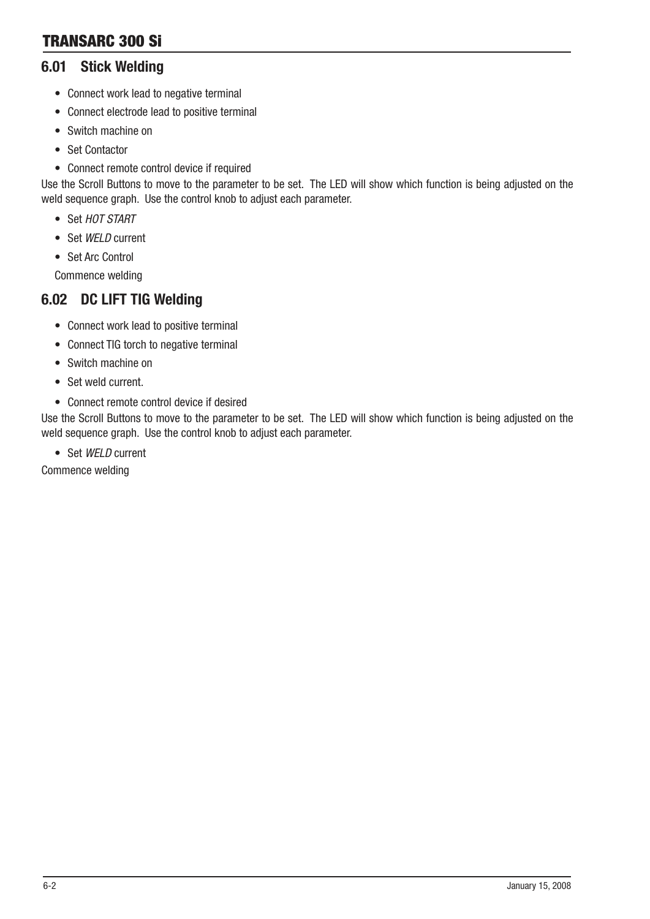## 6.01 Stick Welding

- Connect work lead to negative terminal
- Connect electrode lead to positive terminal
- Switch machine on
- Set Contactor
- Connect remote control device if required

Use the Scroll Buttons to move to the parameter to be set. The LED will show which function is being adjusted on the weld sequence graph. Use the control knob to adjust each parameter.

- Set *HOT START*
- Set *WELD* current
- Set Arc Control

Commence welding

## 6.02 DC LIFT TIG Welding

- Connect work lead to positive terminal
- Connect TIG torch to negative terminal
- Switch machine on
- Set weld current.
- Connect remote control device if desired

Use the Scroll Buttons to move to the parameter to be set. The LED will show which function is being adjusted on the weld sequence graph. Use the control knob to adjust each parameter.

- Set *WELD* current

Commence welding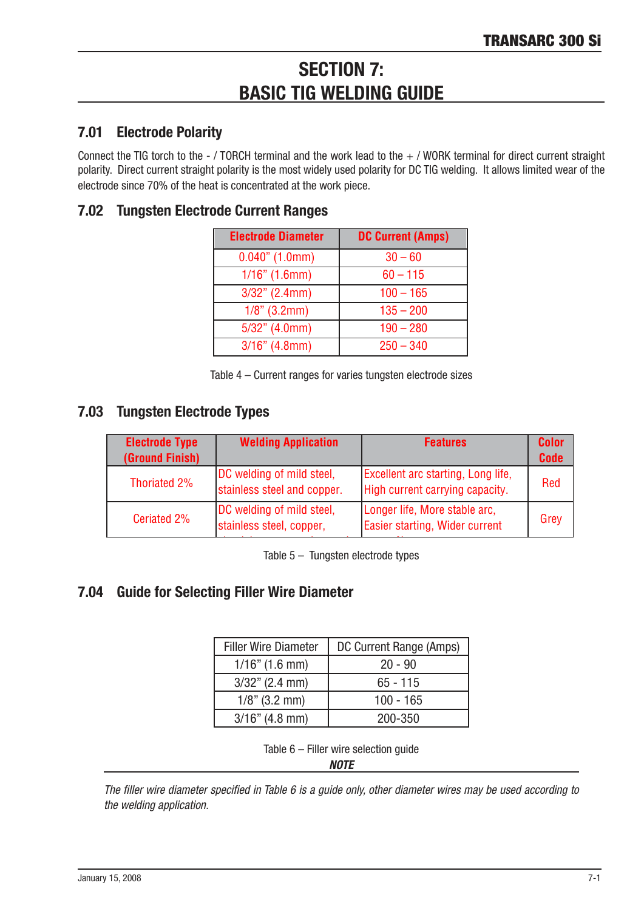# SECTION 7: BASIC TIG WELDING GUIDE

## 7.01 Electrode Polarity

Connect the TIG torch to the - / TORCH terminal and the work lead to the + / WORK terminal for direct current straight polarity. Direct current straight polarity is the most widely used polarity for DC TIG welding. It allows limited wear of the electrode since 70% of the heat is concentrated at the work piece.

## 7.02 Tungsten Electrode Current Ranges

| Electrode Diameter | DC Current (Amps) |
|---|---|
| 0.040" (1.0mm) | 30 – 60 |
| 1/16" (1.6mm) | 60 – 115 |
| 3/32" (2.4mm) | 100 – 165 |
| 1/8" (3.2mm) | 135 – 200 |
| 5/32" (4.0mm) | 190 – 280 |
| 3/16" (4.8mm) | 250 – 340 |

Table 4 – Current ranges for varies tungsten electrode sizes

## 7.03 Tungsten Electrode Types

| Electrode Type (Ground Finish) | Welding Application | Features | Color Code |
|---|---|---|---|
| Thoriated 2% | DC welding of mild steel, stainless steel and copper. | Excellent arc starting, Long life, High current carrying capacity. | Red |
| Ceriated 2% | DC welding of mild steel, stainless steel, copper, | Longer life, More stable arc, Easier starting, Wider current | Grey |

Table 5 – Tungsten electrode types

## 7.04 Guide for Selecting Filler Wire Diameter

| Filler Wire Diameter | DC Current Range (Amps) |
|---|---|
| 1/16" (1.6 mm) | 20 - 90 |
| 3/32" (2.4 mm) | 65 - 115 |
| 1/8" (3.2 mm) | 100 - 165 |
| 3/16" (4.8 mm) | 200-350 |

Table 6 – Filler wire selection guide

***NOTE***

*The filler wire diameter specified in Table 6 is a guide only, other diameter wires may be used according to the welding application.*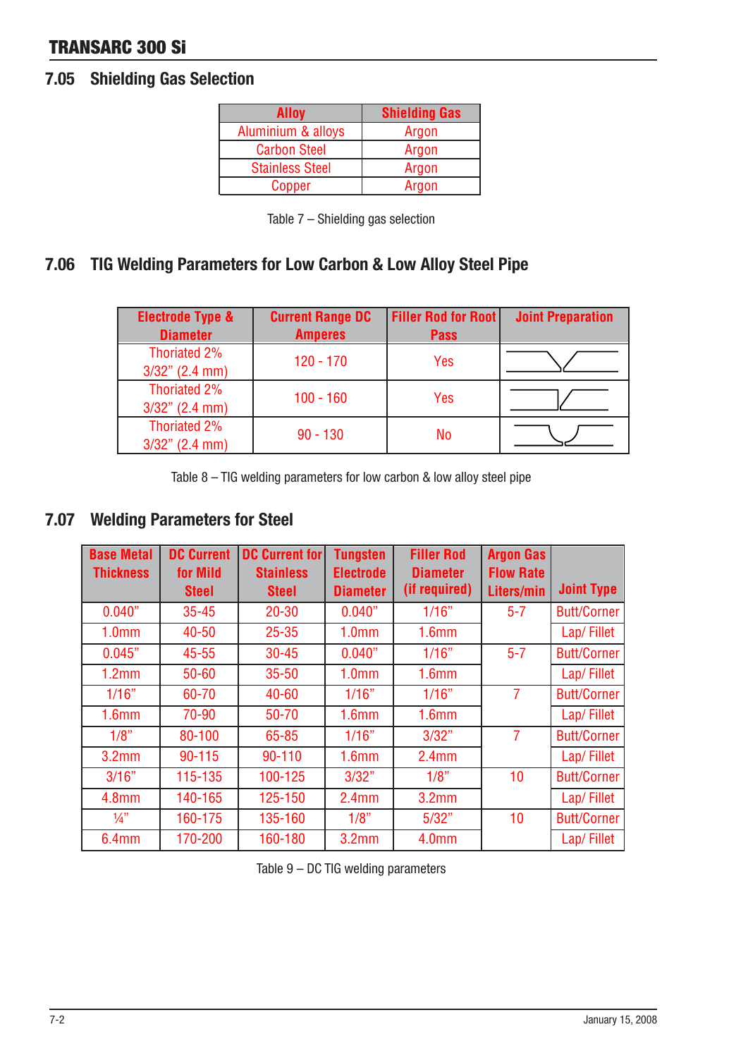## 7.05 Shielding Gas Selection

| Alloy | Shielding Gas |
|---|---|
| Aluminium & alloys | Argon |
| Carbon Steel | Argon |
| Stainless Steel | Argon |
| Copper | Argon |

Table 7 – Shielding gas selection

## 7.06 TIG Welding Parameters for Low Carbon & Low Alloy Steel Pipe

| Electrode Type & Diameter | Current Range DC Amperes | Filler Rod for Root Pass | Joint Preparation |
|---|---|---|---|
| Thoriated 2% 3/32" (2.4 mm) | 120 - 170 | Yes | |
| Thoriated 2% 3/32" (2.4 mm) | 100 - 160 | Yes | |
| Thoriated 2% 3/32" (2.4 mm) | 90 - 130 | No | |

Table 8 – TIG welding parameters for low carbon & low alloy steel pipe

## 7.07 Welding Parameters for Steel

| Base Metal Thickness | DC Current for Mild Steel | DC Current for Stainless Steel | Tungsten Electrode Diameter | Filler Rod Diameter (if required) | Argon Gas Flow Rate Liters/min | Joint Type |
|---|---|---|---|---|---|---|
| 0.040" | 35-45 | 20-30 | 0.040" | 1/16" | 5-7 | Butt/Corner |
| 1.0mm | 40-50 | 25-35 | 1.0mm | 1.6mm | | Lap/ Fillet |
| 0.045" | 45-55 | 30-45 | 0.040" | 1/16" | 5-7 | Butt/Corner |
| 1.2mm | 50-60 | 35-50 | 1.0mm | 1.6mm | | Lap/ Fillet |
| 1/16" | 60-70 | 40-60 | 1/16" | 1/16" | 7 | Butt/Corner |
| 1.6mm | 70-90 | 50-70 | 1.6mm | 1.6mm | | Lap/ Fillet |
| 1/8" | 80-100 | 65-85 | 1/16" | 3/32" | 7 | Butt/Corner |
| 3.2mm | 90-115 | 90-110 | 1.6mm | 2.4mm | | Lap/ Fillet |
| 3/16" | 115-135 | 100-125 | 3/32" | 1/8" | 10 | Butt/Corner |
| 4.8mm | 140-165 | 125-150 | 2.4mm | 3.2mm | | Lap/ Fillet |
| ¼" | 160-175 | 135-160 | 1/8" | 5/32" | 10 | Butt/Corner |
| 6.4mm | 170-200 | 160-180 | 3.2mm | 4.0mm | | Lap/ Fillet |

Table 9 – DC TIG welding parameters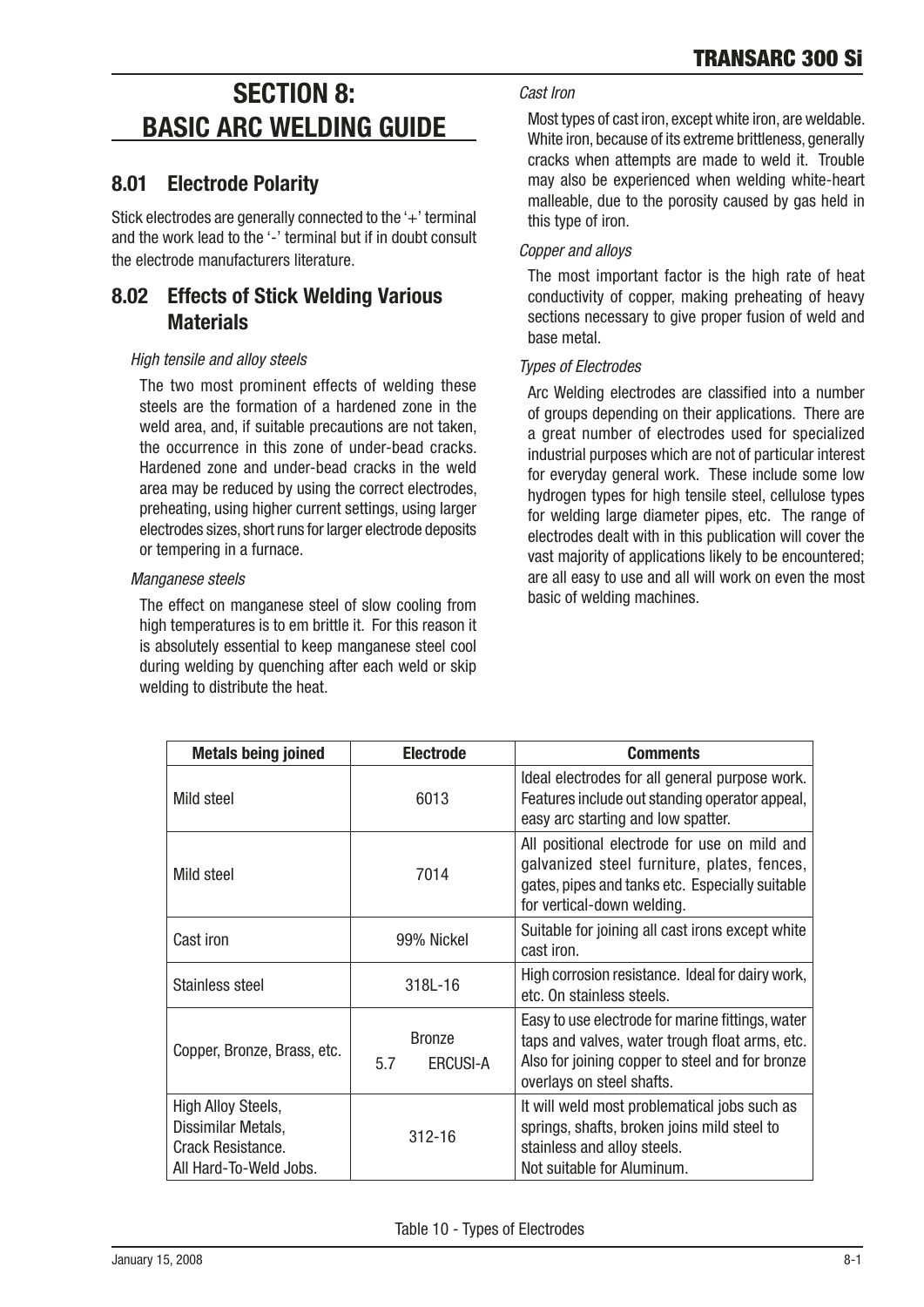# SECTION 8: BASIC ARC WELDING GUIDE

## 8.01 Electrode Polarity

Stick electrodes are generally connected to the '+' terminal and the work lead to the '-' terminal but if in doubt consult the electrode manufacturers literature.

## 8.02 Effects of Stick Welding Various Materials

*High tensile and alloy steels*

The two most prominent effects of welding these steels are the formation of a hardened zone in the weld area, and, if suitable precautions are not taken, the occurrence in this zone of under-bead cracks. Hardened zone and under-bead cracks in the weld area may be reduced by using the correct electrodes, preheating, using higher current settings, using larger electrodes sizes, short runs for larger electrode deposits or tempering in a furnace.

*Manganese steels*

The effect on manganese steel of slow cooling from high temperatures is to em brittle it. For this reason it is absolutely essential to keep manganese steel cool during welding by quenching after each weld or skip welding to distribute the heat.

*Cast Iron*

Most types of cast iron, except white iron, are weldable. White iron, because of its extreme brittleness, generally cracks when attempts are made to weld it. Trouble may also be experienced when welding white-heart malleable, due to the porosity caused by gas held in this type of iron.

*Copper and alloys*

The most important factor is the high rate of heat conductivity of copper, making preheating of heavy sections necessary to give proper fusion of weld and base metal.

*Types of Electrodes*

Arc Welding electrodes are classified into a number of groups depending on their applications. There are a great number of electrodes used for specialized industrial purposes which are not of particular interest for everyday general work. These include some low hydrogen types for high tensile steel, cellulose types for welding large diameter pipes, etc. The range of electrodes dealt with in this publication will cover the vast majority of applications likely to be encountered; are all easy to use and all will work on even the most basic of welding machines.

| Metals being joined | Electrode | Comments |
|---|---|---|
| Mild steel | 6013 | Ideal electrodes for all general purpose work. Features include out standing operator appeal, easy arc starting and low spatter. |
| Mild steel | 7014 | All positional electrode for use on mild and galvanized steel furniture, plates, fences, gates, pipes and tanks etc. Especially suitable for vertical-down welding. |
| Cast iron | 99% Nickel | Suitable for joining all cast irons except white cast iron. |
| Stainless steel | 318L-16 | High corrosion resistance. Ideal for dairy work, etc. On stainless steels. |
| Copper, Bronze, Brass, etc. | Bronze<br>5.7 ERCUSI-A | Easy to use electrode for marine fittings, water taps and valves, water trough float arms, etc. Also for joining copper to steel and for bronze overlays on steel shafts. |
| High Alloy Steels,<br>Dissimilar Metals,<br>Crack Resistance.<br>All Hard-To-Weld Jobs. | 312-16 | It will weld most problematical jobs such as springs, shafts, broken joins mild steel to stainless and alloy steels.<br>Not suitable for Aluminum. |

Table 10 - Types of Electrodes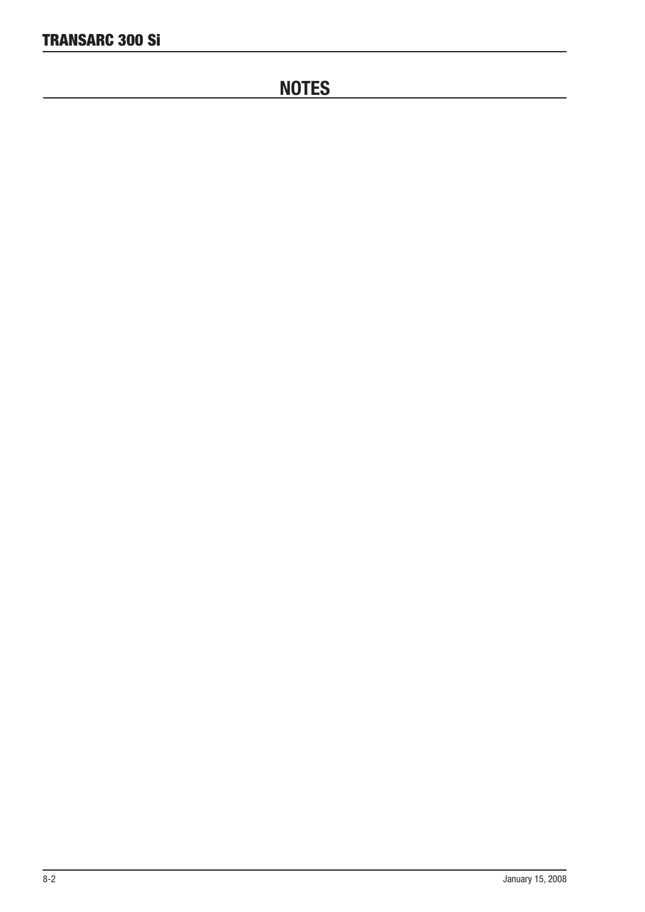# NOTES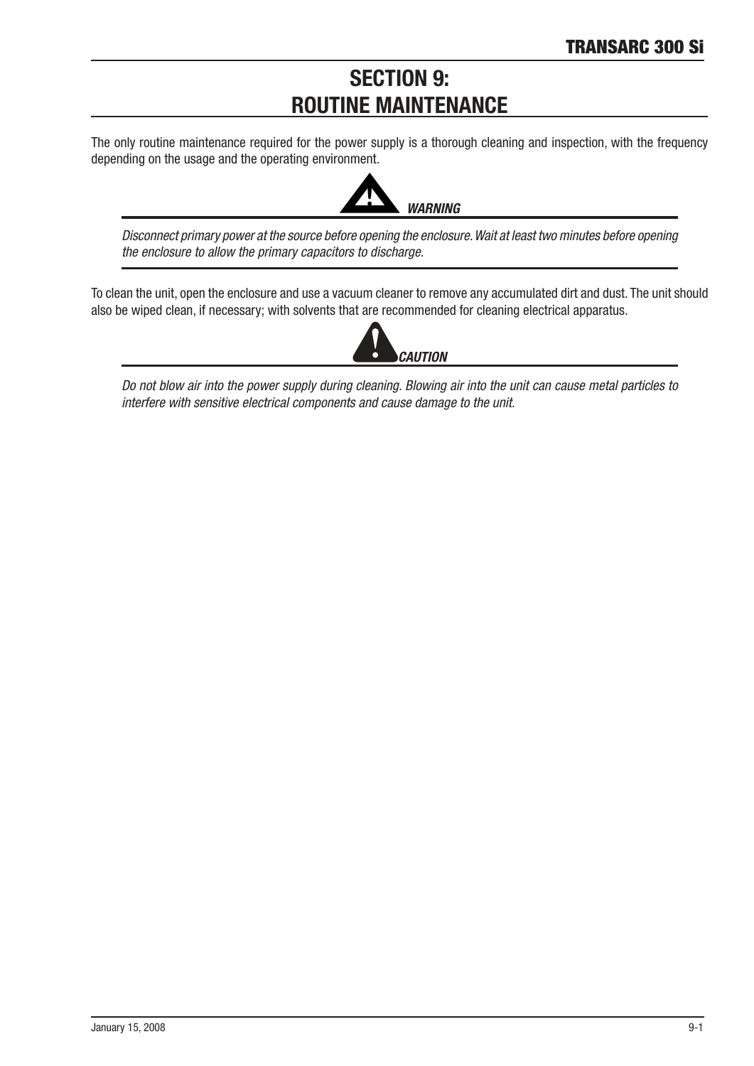# SECTION 9: ROUTINE MAINTENANCE

The only routine maintenance required for the power supply is a thorough cleaning and inspection, with the frequency depending on the usage and the operating environment.

***WARNING***

*Disconnect primary power at the source before opening the enclosure. Wait at least two minutes before opening the enclosure to allow the primary capacitors to discharge.*

To clean the unit, open the enclosure and use a vacuum cleaner to remove any accumulated dirt and dust. The unit should also be wiped clean, if necessary; with solvents that are recommended for cleaning electrical apparatus.

***CAUTION***

*Do not blow air into the power supply during cleaning. Blowing air into the unit can cause metal particles to interfere with sensitive electrical components and cause damage to the unit.*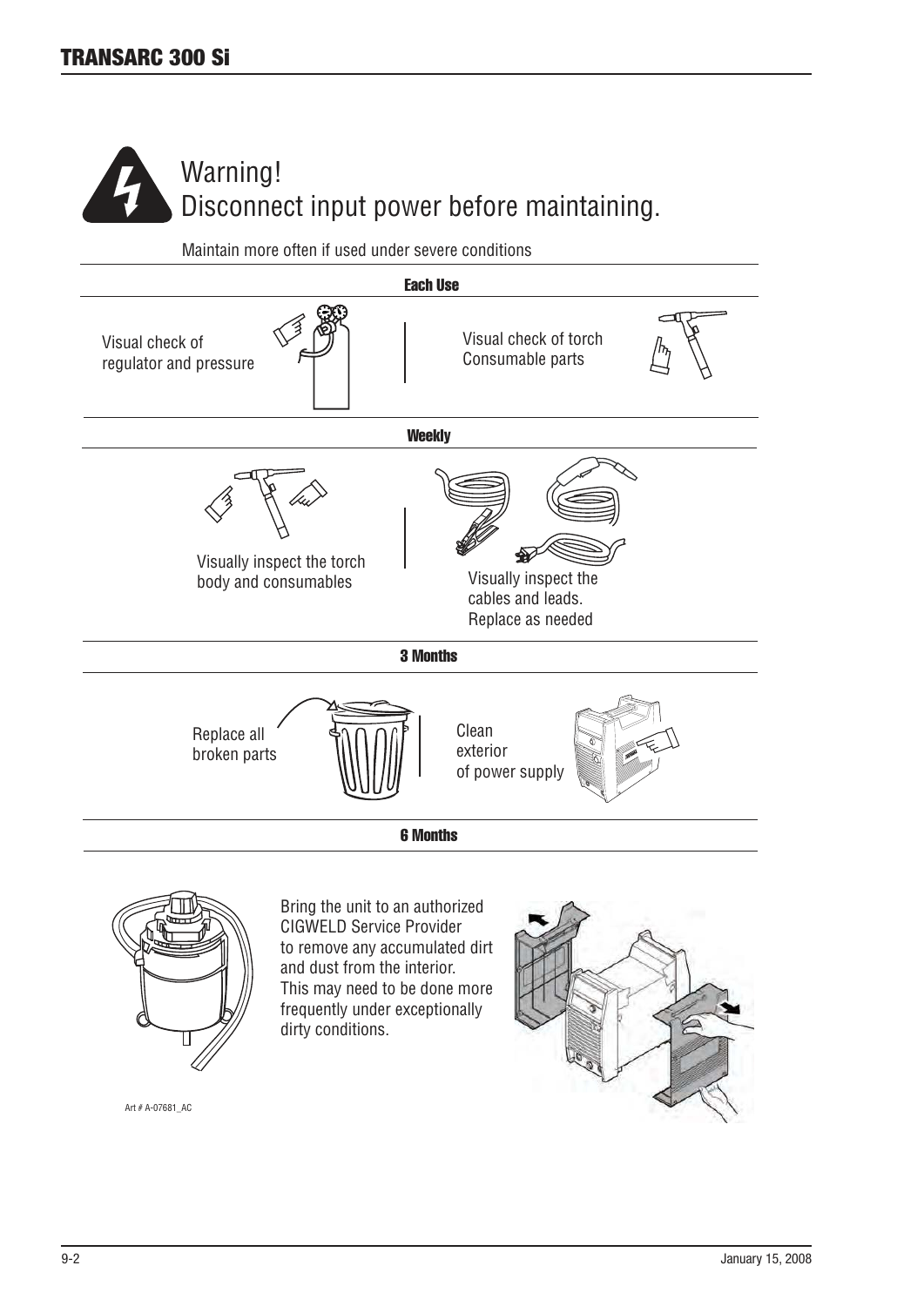## Warning!
## Disconnect input power before maintaining.

Maintain more often if used under severe conditions

**Each Use**

Visual check of regulator and pressure

Visual check of torch Consumable parts

**Weekly**

Visually inspect the torch body and consumables

Visually inspect the cables and leads. Replace as needed

**3 Months**

Replace all broken parts

Clean exterior of power supply

**6 Months**

Bring the unit to an authorized CIGWELD Service Provider to remove any accumulated dirt and dust from the interior. This may need to be done more frequently under exceptionally dirty conditions.

Art # A-07681_AC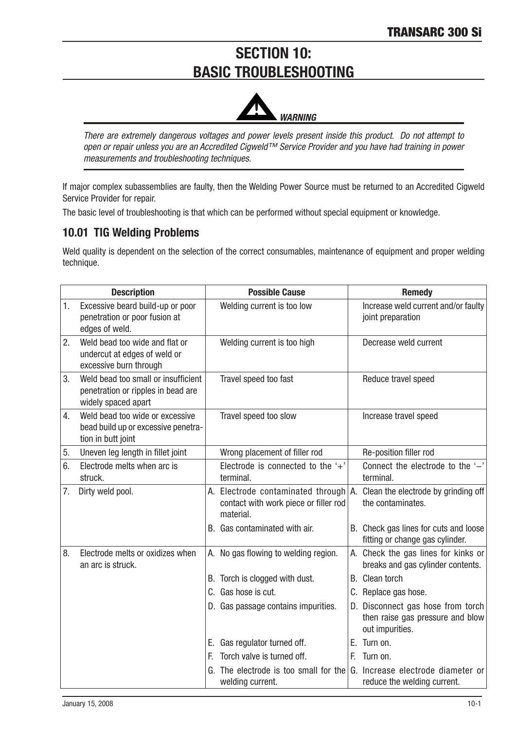# SECTION 10: BASIC TROUBLESHOOTING

**WARNING**

*There are extremely dangerous voltages and power levels present inside this product. Do not attempt to open or repair unless you are an Accredited Cigweld™ Service Provider and you have had training in power measurements and troubleshooting techniques.*

If major complex subassemblies are faulty, then the Welding Power Source must be returned to an Accredited Cigweld Service Provider for repair.

The basic level of troubleshooting is that which can be performed without special equipment or knowledge.

## 10.01 TIG Welding Problems

Weld quality is dependent on the selection of the correct consumables, maintenance of equipment and proper welding technique.

| Description | Possible Cause | Remedy |
|---|---|---|
| 1. Excessive beard build-up or poor penetration or poor fusion at edges of weld. | Welding current is too low | Increase weld current and/or faulty joint preparation |
| 2. Weld bead too wide and flat or undercut at edges of weld or excessive burn through | Welding current is too high | Decrease weld current |
| 3. Weld bead too small or insufficient penetration or ripples in bead are widely spaced apart | Travel speed too fast | Reduce travel speed |
| 4. Weld bead too wide or excessive bead build up or excessive penetration in butt joint | Travel speed too slow | Increase travel speed |
| 5. Uneven leg length in fillet joint | Wrong placement of filler rod | Re-position filler rod |
| 6. Electrode melts when arc is struck. | Electrode is connected to the '+' terminal. | Connect the electrode to the '–' terminal. |
| 7. Dirty weld pool. | A. Electrode contaminated through contact with work piece or filler rod material. | A. Clean the electrode by grinding off the contaminates. |
| | B. Gas contaminated with air. | B. Check gas lines for cuts and loose fitting or change gas cylinder. |
| 8. Electrode melts or oxidizes when an arc is struck. | A. No gas flowing to welding region. | A. Check the gas lines for kinks or breaks and gas cylinder contents. |
| | B. Torch is clogged with dust. | B. Clean torch |
| | C. Gas hose is cut. | C. Replace gas hose. |
| | D. Gas passage contains impurities. | D. Disconnect gas hose from torch then raise gas pressure and blow out impurities. |
| | E. Gas regulator turned off. | E. Turn on. |
| | F. Torch valve is turned off. | F. Turn on. |
| | G. The electrode is too small for the welding current. | G. Increase electrode diameter or reduce the welding current. |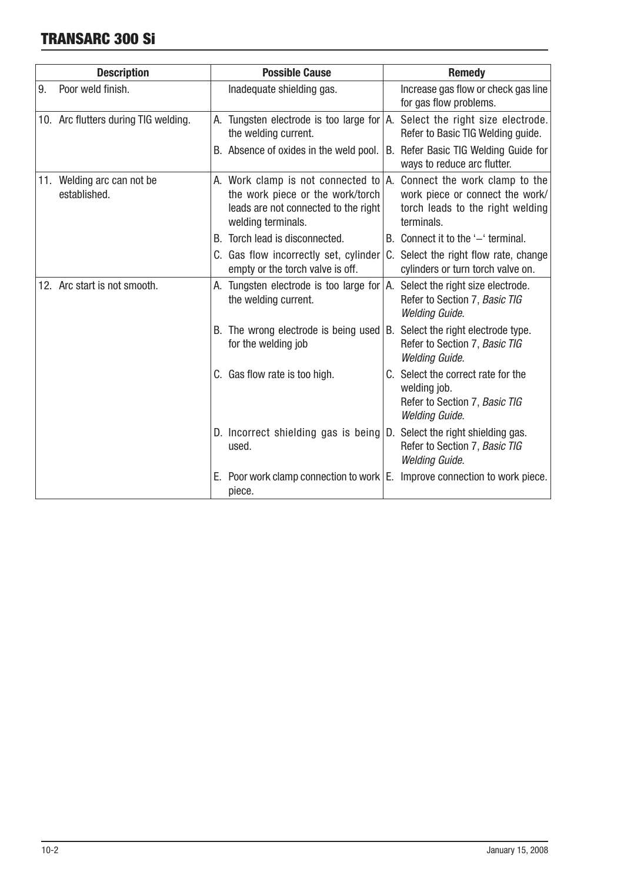| Description | Possible Cause | Remedy |
| --- | --- | --- |
| 9. Poor weld finish. | Inadequate shielding gas. | Increase gas flow or check gas line for gas flow problems. |
| 10. Arc flutters during TIG welding. | A. Tungsten electrode is too large for the welding current. | A. Select the right size electrode. Refer to Basic TIG Welding guide. |
| | B. Absence of oxides in the weld pool. | B. Refer Basic TIG Welding Guide for ways to reduce arc flutter. |
| 11. Welding arc can not be established. | A. Work clamp is not connected to the work piece or the work/torch leads are not connected to the right welding terminals. | A. Connect the work clamp to the work piece or connect the work/torch leads to the right welding terminals. |
| | B. Torch lead is disconnected. | B. Connect it to the '–' terminal. |
| | C. Gas flow incorrectly set, cylinder empty or the torch valve is off. | C. Select the right flow rate, change cylinders or turn torch valve on. |
| 12. Arc start is not smooth. | A. Tungsten electrode is too large for the welding current. | A. Select the right size electrode. Refer to Section 7, *Basic TIG Welding Guide*. |
| | B. The wrong electrode is being used for the welding job | B. Select the right electrode type. Refer to Section 7, *Basic TIG Welding Guide*. |
| | C. Gas flow rate is too high. | C. Select the correct rate for the welding job. Refer to Section 7, *Basic TIG Welding Guide*. |
| | D. Incorrect shielding gas is being used. | D. Select the right shielding gas. Refer to Section 7, *Basic TIG Welding Guide*. |
| | E. Poor work clamp connection to work piece. | E. Improve connection to work piece. |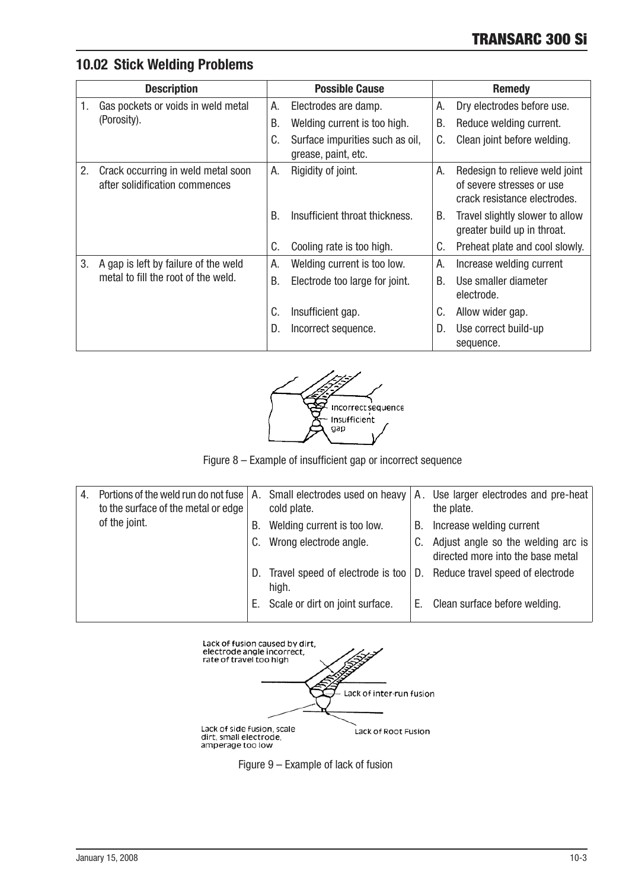## 10.02 Stick Welding Problems

| Description | Possible Cause | Remedy |
|---|---|---|
| 1. Gas pockets or voids in weld metal (Porosity). | A. Electrodes are damp. | A. Dry electrodes before use. |
| | B. Welding current is too high. | B. Reduce welding current. |
| | C. Surface impurities such as oil, grease, paint, etc. | C. Clean joint before welding. |
| 2. Crack occurring in weld metal soon after solidification commences | A. Rigidity of joint. | A. Redesign to relieve weld joint of severe stresses or use crack resistance electrodes. |
| | B. Insufficient throat thickness. | B. Travel slightly slower to allow greater build up in throat. |
| | C. Cooling rate is too high. | C. Preheat plate and cool slowly. |
| 3. A gap is left by failure of the weld metal to fill the root of the weld. | A. Welding current is too low. | A. Increase welding current |
| | B. Electrode too large for joint. | B. Use smaller diameter electrode. |
| | C. Insufficient gap. | C. Allow wider gap. |
| | D. Incorrect sequence. | D. Use correct build-up sequence. |

Figure 8 – Example of insufficient gap or incorrect sequence

| | | |
|---|---|---|
| 4. Portions of the weld run do not fuse to the surface of the metal or edge of the joint. | A. Small electrodes used on heavy cold plate. | A. Use larger electrodes and pre-heat the plate. |
| | B. Welding current is too low. | B. Increase welding current |
| | C. Wrong electrode angle. | C. Adjust angle so the welding arc is directed more into the base metal |
| | D. Travel speed of electrode is too high. | D. Reduce travel speed of electrode |
| | E. Scale or dirt on joint surface. | E. Clean surface before welding. |

Figure 9 – Example of lack of fusion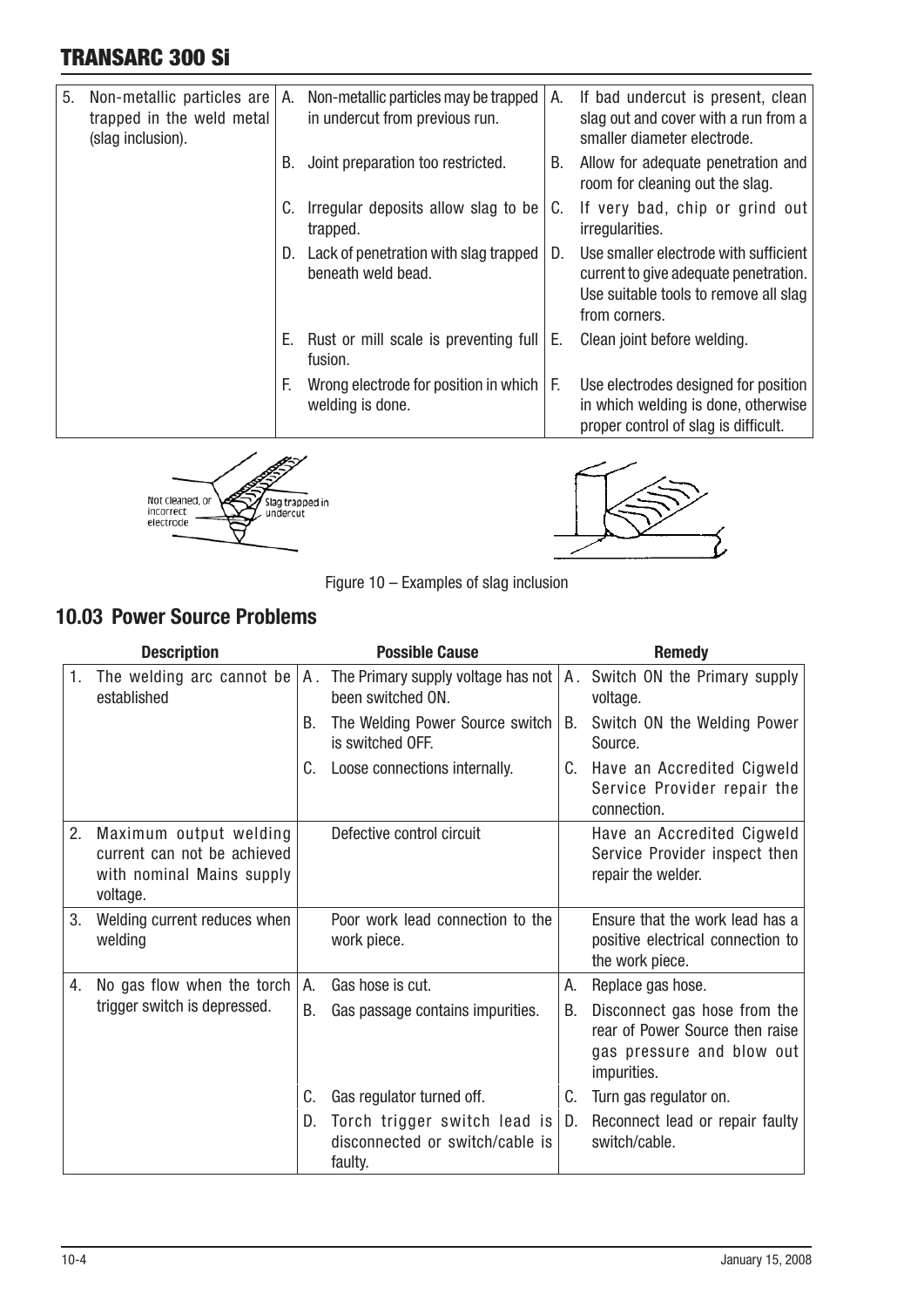| | | | | |
|---|---|---|---|---|
| 5. Non-metallic particles are trapped in the weld metal (slag inclusion). | A. | Non-metallic particles may be trapped in undercut from previous run. | A. | If bad undercut is present, clean slag out and cover with a run from a smaller diameter electrode. |
| | B. | Joint preparation too restricted. | B. | Allow for adequate penetration and room for cleaning out the slag. |
| | C. | Irregular deposits allow slag to be trapped. | C. | If very bad, chip or grind out irregularities. |
| | D. | Lack of penetration with slag trapped beneath weld bead. | D. | Use smaller electrode with sufficient current to give adequate penetration. Use suitable tools to remove all slag from corners. |
| | E. | Rust or mill scale is preventing full fusion. | E. | Clean joint before welding. |
| | F. | Wrong electrode for position in which welding is done. | F. | Use electrodes designed for position in which welding is done, otherwise proper control of slag is difficult. |

Not cleaned, or incorrect electrode

Slag trapped in undercut

Figure 10 – Examples of slag inclusion

## 10.03 Power Source Problems

| Description | | Possible Cause | | Remedy |
|---|---|---|---|---|
| 1. The welding arc cannot be established | A. | The Primary supply voltage has not been switched ON. | A. | Switch ON the Primary supply voltage. |
| | B. | The Welding Power Source switch is switched OFF. | B. | Switch ON the Welding Power Source. |
| | C. | Loose connections internally. | C. | Have an Accredited Cigweld Service Provider repair the connection. |
| 2. Maximum output welding current can not be achieved with nominal Mains supply voltage. | | Defective control circuit | | Have an Accredited Cigweld Service Provider inspect then repair the welder. |
| 3. Welding current reduces when welding | | Poor work lead connection to the work piece. | | Ensure that the work lead has a positive electrical connection to the work piece. |
| 4. No gas flow when the torch trigger switch is depressed. | A. | Gas hose is cut. | A. | Replace gas hose. |
| | B. | Gas passage contains impurities. | B. | Disconnect gas hose from the rear of Power Source then raise gas pressure and blow out impurities. |
| | C. | Gas regulator turned off. | C. | Turn gas regulator on. |
| | D. | Torch trigger switch lead is disconnected or switch/cable is faulty. | D. | Reconnect lead or repair faulty switch/cable. |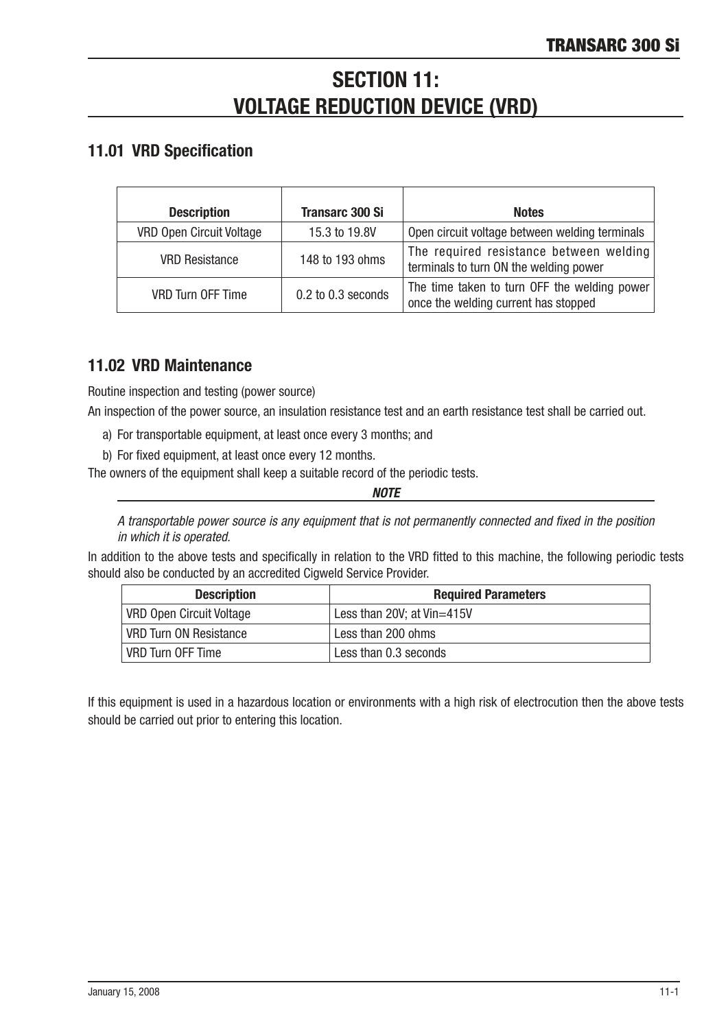# SECTION 11: VOLTAGE REDUCTION DEVICE (VRD)

## 11.01 VRD Specification

| Description | Transarc 300 Si | Notes |
|---|---|---|
| VRD Open Circuit Voltage | 15.3 to 19.8V | Open circuit voltage between welding terminals |
| VRD Resistance | 148 to 193 ohms | The required resistance between welding terminals to turn ON the welding power |
| VRD Turn OFF Time | 0.2 to 0.3 seconds | The time taken to turn OFF the welding power once the welding current has stopped |

## 11.02 VRD Maintenance

Routine inspection and testing (power source)

An inspection of the power source, an insulation resistance test and an earth resistance test shall be carried out.

a) For transportable equipment, at least once every 3 months; and

b) For fixed equipment, at least once every 12 months.

The owners of the equipment shall keep a suitable record of the periodic tests.

***NOTE***

*A transportable power source is any equipment that is not permanently connected and fixed in the position in which it is operated.*

In addition to the above tests and specifically in relation to the VRD fitted to this machine, the following periodic tests should also be conducted by an accredited Cigweld Service Provider.

| Description | Required Parameters |
|---|---|
| VRD Open Circuit Voltage | Less than 20V; at Vin=415V |
| VRD Turn ON Resistance | Less than 200 ohms |
| VRD Turn OFF Time | Less than 0.3 seconds |

If this equipment is used in a hazardous location or environments with a high risk of electrocution then the above tests should be carried out prior to entering this location.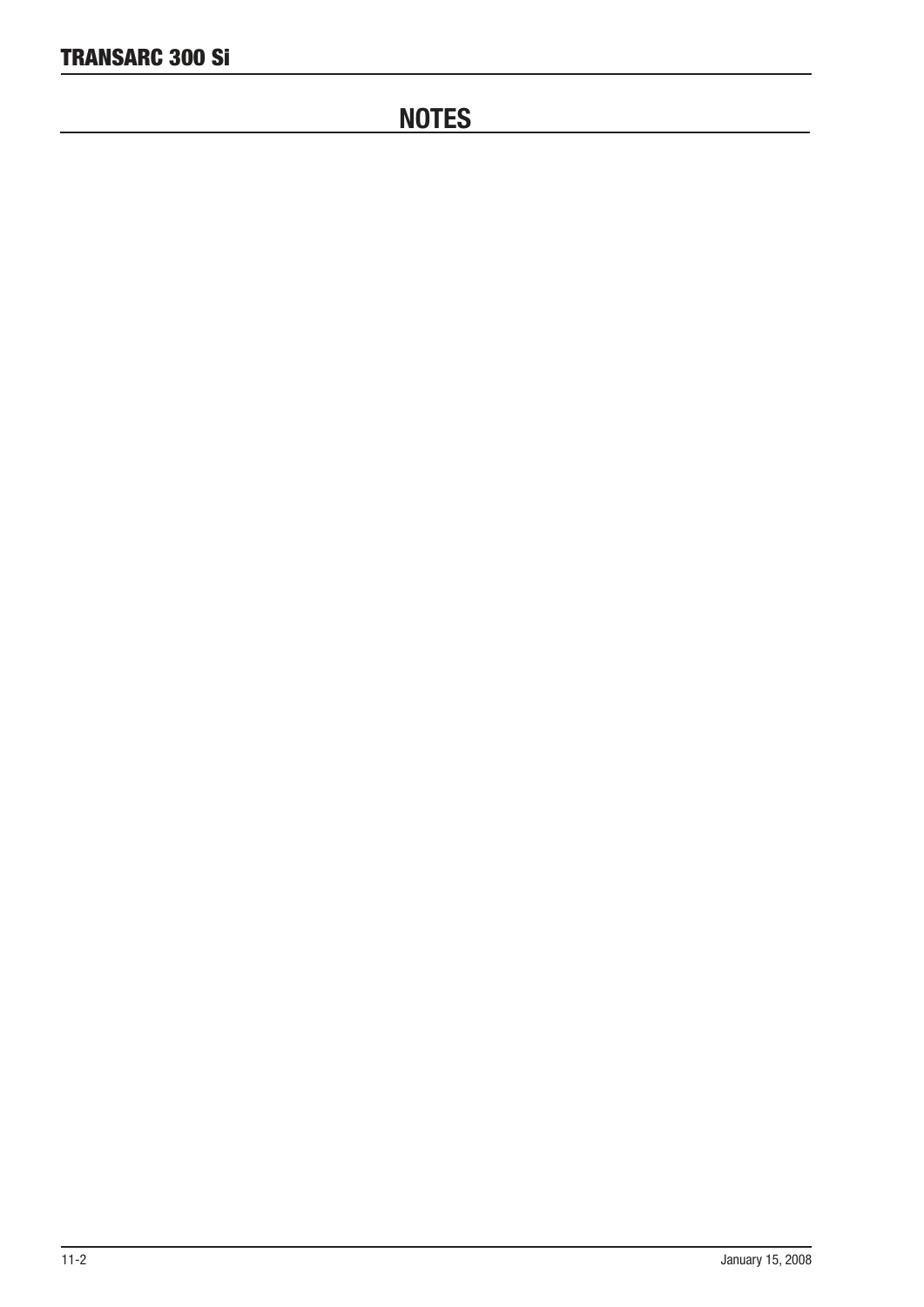# NOTES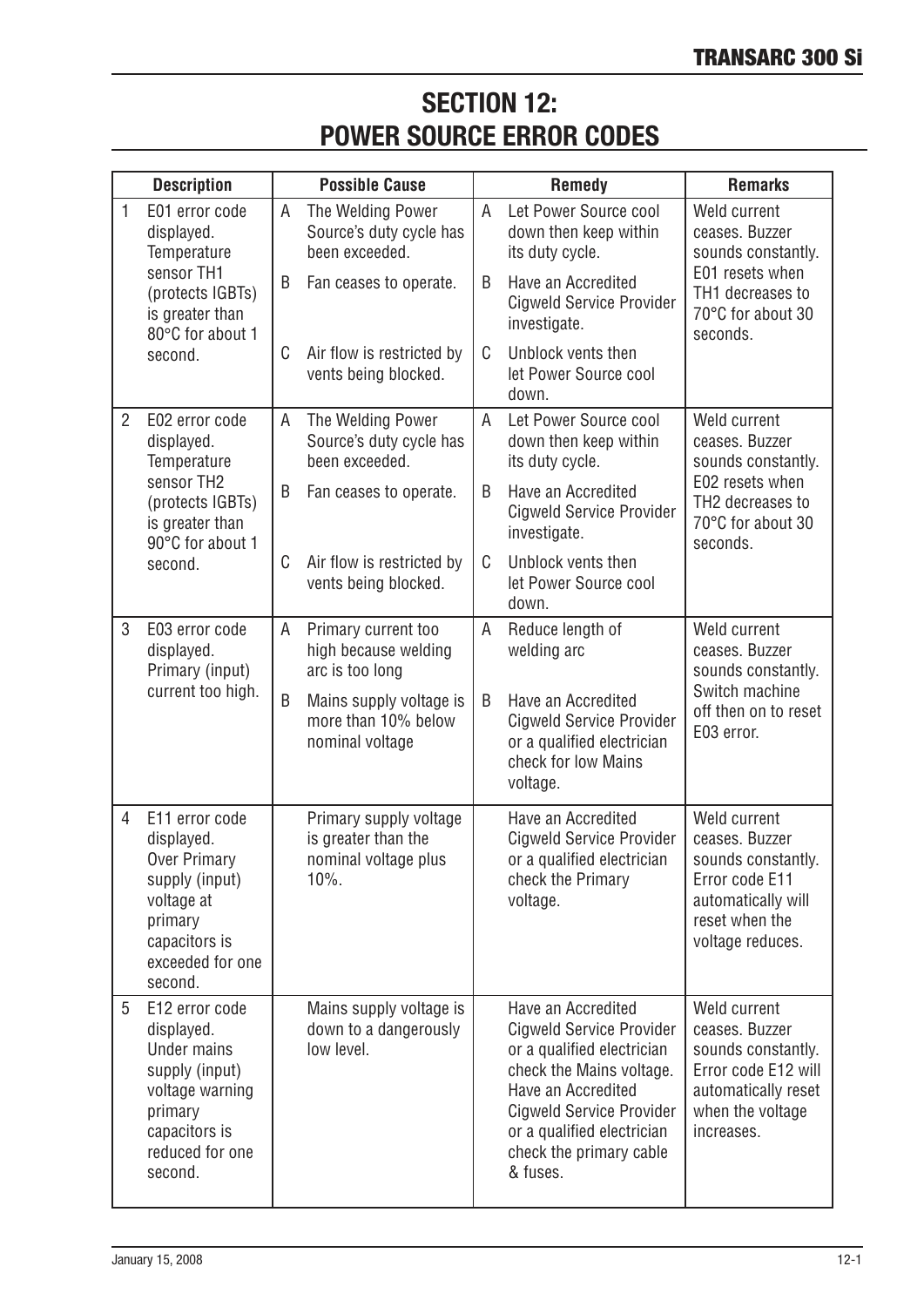# SECTION 12: POWER SOURCE ERROR CODES

| | Description | | Possible Cause | | Remedy | Remarks |
|---|---|---|---|---|---|---|
| 1 | E01 error code displayed. Temperature sensor TH1 (protects IGBTs) is greater than 80°C for about 1 second. | A | The Welding Power Source's duty cycle has been exceeded. | A | Let Power Source cool down then keep within its duty cycle. | Weld current ceases. Buzzer sounds constantly. E01 resets when TH1 decreases to 70°C for about 30 seconds. |
| | | B | Fan ceases to operate. | B | Have an Accredited Cigweld Service Provider investigate. | |
| | | C | Air flow is restricted by vents being blocked. | C | Unblock vents then let Power Source cool down. | |
| 2 | E02 error code displayed. Temperature sensor TH2 (protects IGBTs) is greater than 90°C for about 1 second. | A | The Welding Power Source's duty cycle has been exceeded. | A | Let Power Source cool down then keep within its duty cycle. | Weld current ceases. Buzzer sounds constantly. E02 resets when TH2 decreases to 70°C for about 30 seconds. |
| | | B | Fan ceases to operate. | B | Have an Accredited Cigweld Service Provider investigate. | |
| | | C | Air flow is restricted by vents being blocked. | C | Unblock vents then let Power Source cool down. | |
| 3 | E03 error code displayed. Primary (input) current too high. | A | Primary current too high because welding arc is too long | A | Reduce length of welding arc | Weld current ceases. Buzzer sounds constantly. Switch machine off then on to reset E03 error. |
| | | B | Mains supply voltage is more than 10% below nominal voltage | B | Have an Accredited Cigweld Service Provider or a qualified electrician check for low Mains voltage. | |
| 4 | E11 error code displayed. Over Primary supply (input) voltage at primary capacitors is exceeded for one second. | | Primary supply voltage is greater than the nominal voltage plus 10%. | | Have an Accredited Cigweld Service Provider or a qualified electrician check the Primary voltage. | Weld current ceases. Buzzer sounds constantly. Error code E11 automatically will reset when the voltage reduces. |
| 5 | E12 error code displayed. Under mains supply (input) voltage warning primary capacitors is reduced for one second. | | Mains supply voltage is down to a dangerously low level. | | Have an Accredited Cigweld Service Provider or a qualified electrician check the Mains voltage. Have an Accredited Cigweld Service Provider or a qualified electrician check the primary cable & fuses. | Weld current ceases. Buzzer sounds constantly. Error code E12 will automatically reset when the voltage increases. |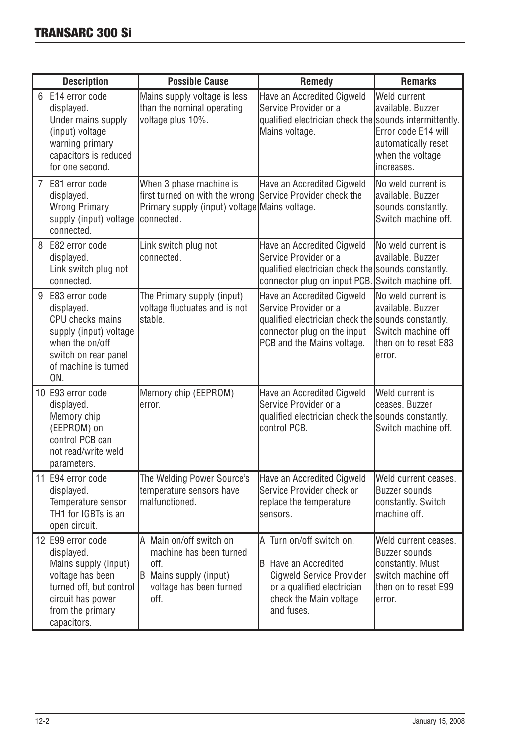| Description | Possible Cause | Remedy | Remarks |
|---|---|---|---|
| 6 E14 error code displayed. Under mains supply (input) voltage warning primary capacitors is reduced for one second. | Mains supply voltage is less than the nominal operating voltage plus 10%. | Have an Accredited Cigweld Service Provider or a qualified electrician check the Mains voltage. | Weld current available. Buzzer sounds intermittently. Error code E14 will automatically reset when the voltage increases. |
| 7 E81 error code displayed. Wrong Primary supply (input) voltage connected. | When 3 phase machine is first turned on with the wrong Primary supply (input) voltage connected. | Have an Accredited Cigweld Service Provider check the Mains voltage. | No weld current is available. Buzzer sounds constantly. Switch machine off. |
| 8 E82 error code displayed. Link switch plug not connected. | Link switch plug not connected. | Have an Accredited Cigweld Service Provider or a qualified electrician check the connector plug on input PCB. | No weld current is available. Buzzer sounds constantly. Switch machine off. |
| 9 E83 error code displayed. CPU checks mains supply (input) voltage when the on/off switch on rear panel of machine is turned ON. | The Primary supply (input) voltage fluctuates and is not stable. | Have an Accredited Cigweld Service Provider or a qualified electrician check the connector plug on the input PCB and the Mains voltage. | No weld current is available. Buzzer sounds constantly. Switch machine off then on to reset E83 error. |
| 10 E93 error code displayed. Memory chip (EEPROM) on control PCB can not read/write weld parameters. | Memory chip (EEPROM) error. | Have an Accredited Cigweld Service Provider or a qualified electrician check the control PCB. | Weld current is ceases. Buzzer sounds constantly. Switch machine off. |
| 11 E94 error code displayed. Temperature sensor TH1 for IGBTs is an open circuit. | The Welding Power Source's temperature sensors have malfunctioned. | Have an Accredited Cigweld Service Provider check or replace the temperature sensors. | Weld current ceases. Buzzer sounds constantly. Switch machine off. |
| 12 E99 error code displayed. Mains supply (input) voltage has been turned off, but control circuit has power from the primary capacitors. | A Main on/off switch on machine has been turned off. B Mains supply (input) voltage has been turned off. | A Turn on/off switch on. B Have an Accredited Cigweld Service Provider or a qualified electrician check the Main voltage and fuses. | Weld current ceases. Buzzer sounds constantly. Must switch machine off then on to reset E99 error. |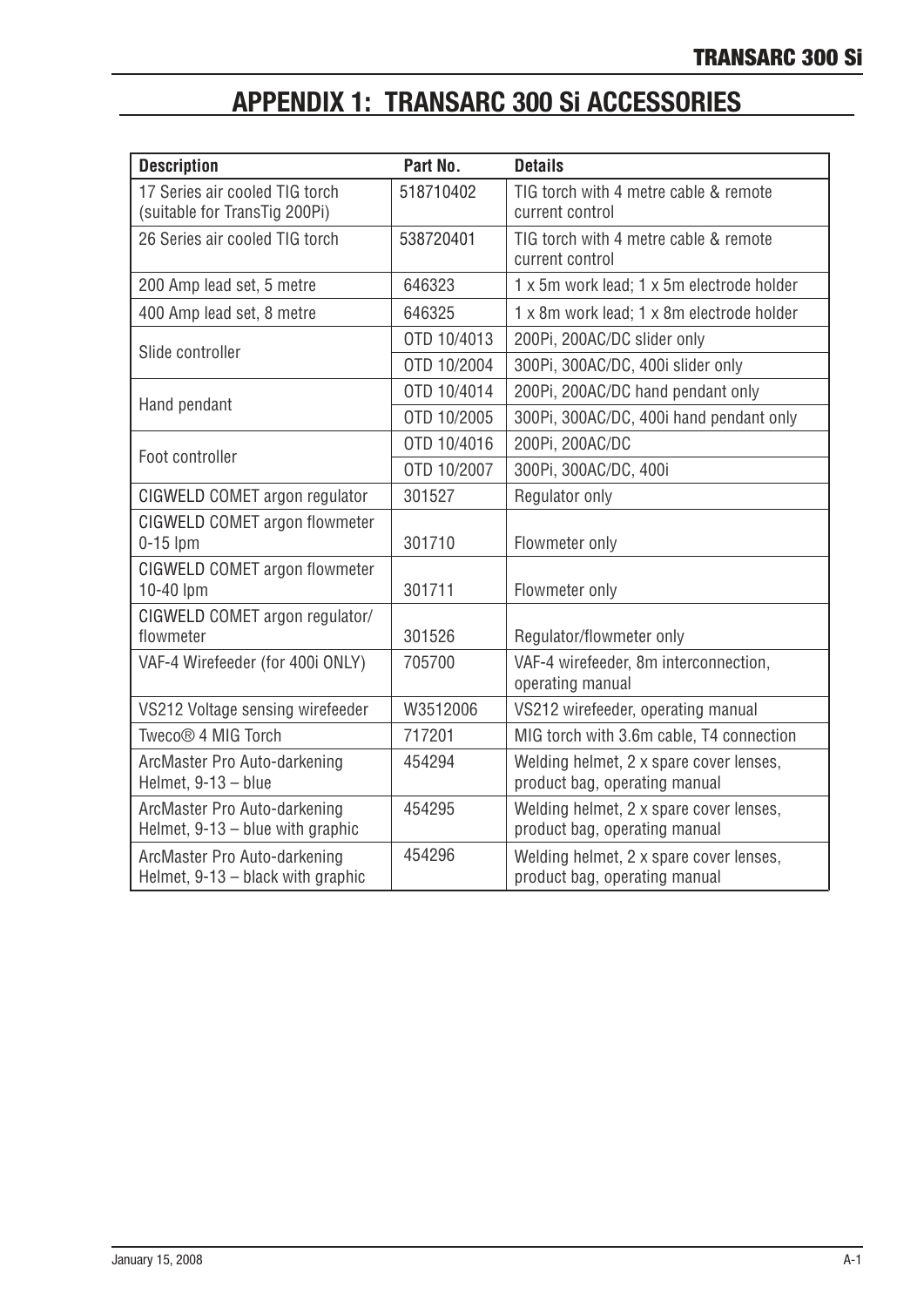# APPENDIX 1: TRANSARC 300 Si ACCESSORIES

| Description | Part No. | Details |
|---|---|---|
| 17 Series air cooled TIG torch (suitable for TransTig 200Pi) | 518710402 | TIG torch with 4 metre cable & remote current control |
| 26 Series air cooled TIG torch | 538720401 | TIG torch with 4 metre cable & remote current control |
| 200 Amp lead set, 5 metre | 646323 | 1 x 5m work lead; 1 x 5m electrode holder |
| 400 Amp lead set, 8 metre | 646325 | 1 x 8m work lead; 1 x 8m electrode holder |
| Slide controller | OTD 10/4013 | 200Pi, 200AC/DC slider only |
| | OTD 10/2004 | 300Pi, 300AC/DC, 400i slider only |
| Hand pendant | OTD 10/4014 | 200Pi, 200AC/DC hand pendant only |
| | OTD 10/2005 | 300Pi, 300AC/DC, 400i hand pendant only |
| Foot controller | OTD 10/4016 | 200Pi, 200AC/DC |
| | OTD 10/2007 | 300Pi, 300AC/DC, 400i |
| CIGWELD COMET argon regulator | 301527 | Regulator only |
| CIGWELD COMET argon flowmeter 0-15 lpm | 301710 | Flowmeter only |
| CIGWELD COMET argon flowmeter 10-40 lpm | 301711 | Flowmeter only |
| CIGWELD COMET argon regulator/ flowmeter | 301526 | Regulator/flowmeter only |
| VAF-4 Wirefeeder (for 400i ONLY) | 705700 | VAF-4 wirefeeder, 8m interconnection, operating manual |
| VS212 Voltage sensing wirefeeder | W3512006 | VS212 wirefeeder, operating manual |
| Tweco® 4 MIG Torch | 717201 | MIG torch with 3.6m cable, T4 connection |
| ArcMaster Pro Auto-darkening Helmet, 9-13 – blue | 454294 | Welding helmet, 2 x spare cover lenses, product bag, operating manual |
| ArcMaster Pro Auto-darkening Helmet, 9-13 – blue with graphic | 454295 | Welding helmet, 2 x spare cover lenses, product bag, operating manual |
| ArcMaster Pro Auto-darkening Helmet, 9-13 – black with graphic | 454296 | Welding helmet, 2 x spare cover lenses, product bag, operating manual |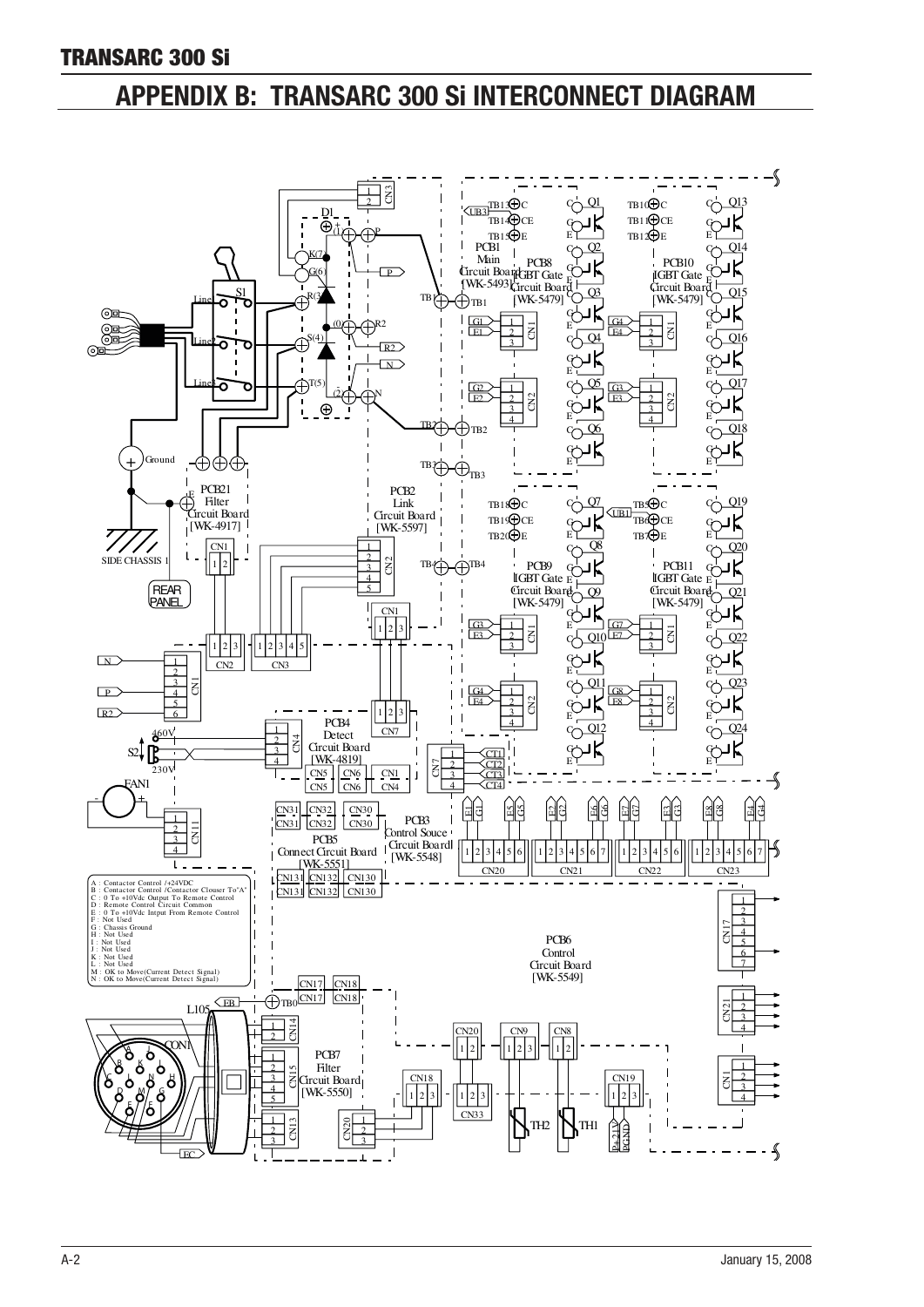# APPENDIX B: TRANSARC 300 Si INTERCONNECT DIAGRAM

A : Contactor Control /+24VDC
B : Contactor Control /Contactor Clouser To"A"
C : 0 To +10Vdc Output To Remote Control
D : Remote Control Circuit Common
E : 0 To +10Vdc Intput From Remote Control
F : Not Used
G : Chassis Ground
H : Not Used
I : Not Used
J : Not Used
K : Not Used
L : Not Used
M : OK to Move(Current Detect Signal)
N : OK to Move(Current Detect Signal)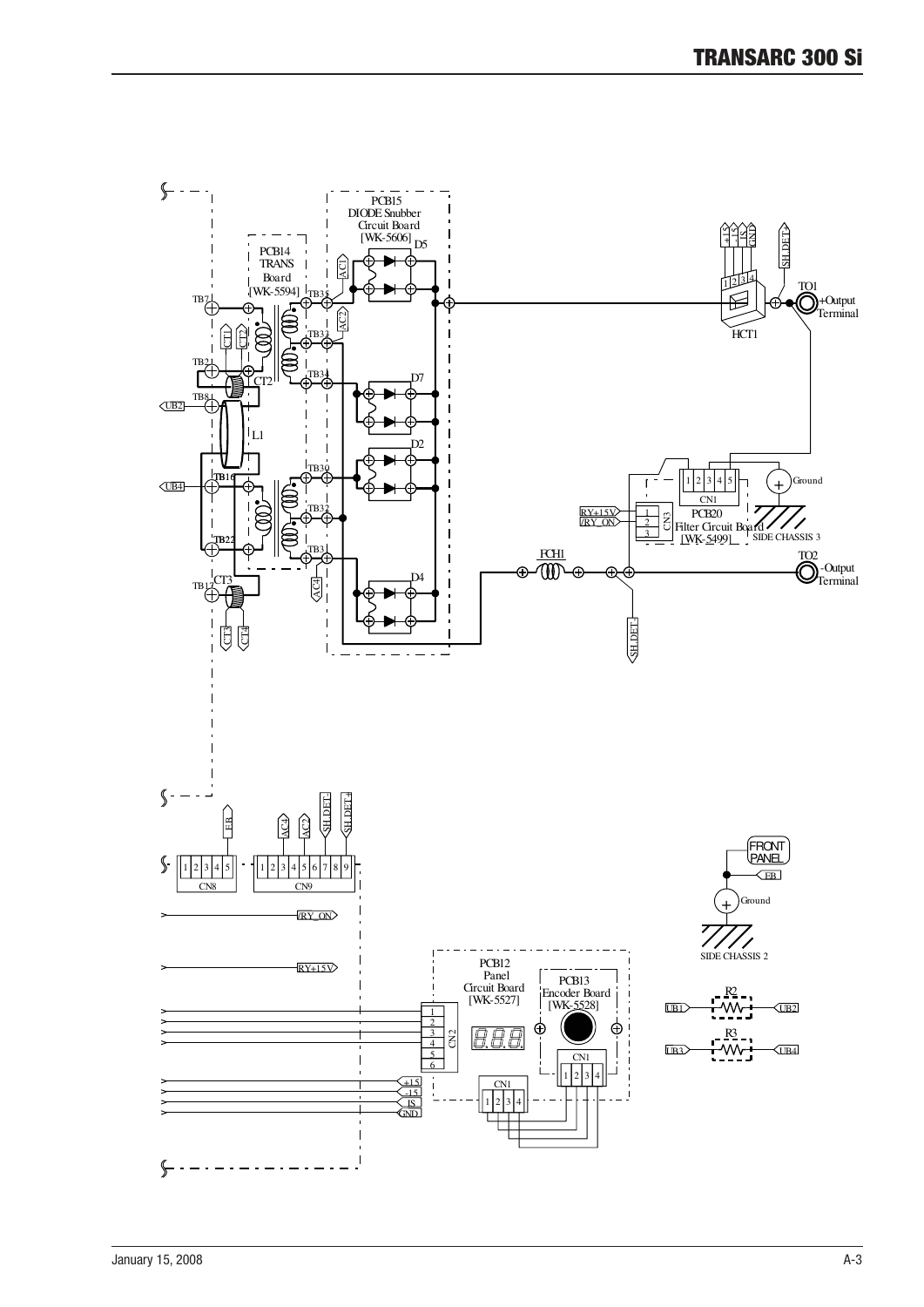PCB15
DIODE Snubber
Circuit Board
[WK-5606]

D5

PCB14
TRANS
Board
[WK-5594]

TB7 TB35 TB33 TB21 TB34 TB8 TB16 TB30 TB32 TB22 TB31 TB17

CT1 CT2 CT2 L1 CT3 CT3 CT4

AC1 AC2 AC4

UB2 UB4

D7 D2 D4

+15 -15 IS GND SH.DET+

1 2 3 4

HCT1

TO1
+Output
Terminal

CN1
1 2 3 4 5

Ground

RY+15V
/RY_ON

CN3
1 2 3

PCB20
Filter Circuit Board
[WK-5499]

SIDE CHASSIS 3

FCH1

TO2
-Output
Terminal

SH.DET-

FB

AC4 AC2 SH.DET- SH.DET+

CN8
1 2 3 4 5

CN9
1 2 3 4 5 6 7 8 9

/RY_ON

RY+15V

PCB12
Panel
Circuit Board
[WK-5527]

PCB13
Encoder Board
[WK-5528]

CN2
1 2 3 4 5 6

CN1
1 2 3 4

CN1
1 2 3 4

+15 -15 IS GND

FRONT PANEL

FB

Ground

SIDE CHASSIS 2

R2
UB1 UB2

R3
UB3 UB4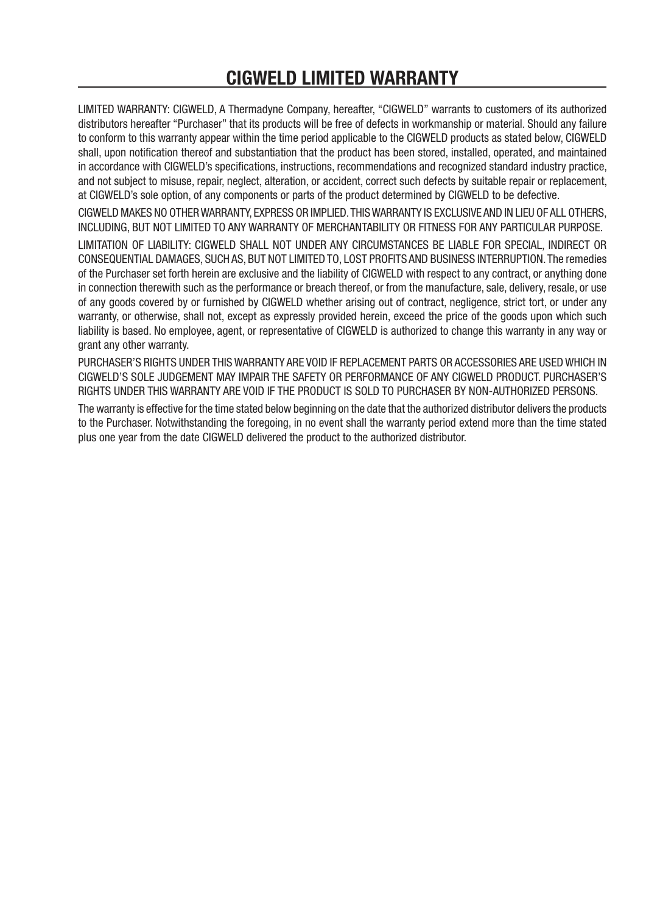# CIGWELD LIMITED WARRANTY

LIMITED WARRANTY: CIGWELD, A Thermadyne Company, hereafter, "CIGWELD" warrants to customers of its authorized distributors hereafter "Purchaser" that its products will be free of defects in workmanship or material. Should any failure to conform to this warranty appear within the time period applicable to the CIGWELD products as stated below, CIGWELD shall, upon notification thereof and substantiation that the product has been stored, installed, operated, and maintained in accordance with CIGWELD's specifications, instructions, recommendations and recognized standard industry practice, and not subject to misuse, repair, neglect, alteration, or accident, correct such defects by suitable repair or replacement, at CIGWELD's sole option, of any components or parts of the product determined by CIGWELD to be defective.

CIGWELD MAKES NO OTHER WARRANTY, EXPRESS OR IMPLIED. THIS WARRANTY IS EXCLUSIVE AND IN LIEU OF ALL OTHERS, INCLUDING, BUT NOT LIMITED TO ANY WARRANTY OF MERCHANTABILITY OR FITNESS FOR ANY PARTICULAR PURPOSE.

LIMITATION OF LIABILITY: CIGWELD SHALL NOT UNDER ANY CIRCUMSTANCES BE LIABLE FOR SPECIAL, INDIRECT OR CONSEQUENTIAL DAMAGES, SUCH AS, BUT NOT LIMITED TO, LOST PROFITS AND BUSINESS INTERRUPTION. The remedies of the Purchaser set forth herein are exclusive and the liability of CIGWELD with respect to any contract, or anything done in connection therewith such as the performance or breach thereof, or from the manufacture, sale, delivery, resale, or use of any goods covered by or furnished by CIGWELD whether arising out of contract, negligence, strict tort, or under any warranty, or otherwise, shall not, except as expressly provided herein, exceed the price of the goods upon which such liability is based. No employee, agent, or representative of CIGWELD is authorized to change this warranty in any way or grant any other warranty.

PURCHASER'S RIGHTS UNDER THIS WARRANTY ARE VOID IF REPLACEMENT PARTS OR ACCESSORIES ARE USED WHICH IN CIGWELD'S SOLE JUDGEMENT MAY IMPAIR THE SAFETY OR PERFORMANCE OF ANY CIGWELD PRODUCT. PURCHASER'S RIGHTS UNDER THIS WARRANTY ARE VOID IF THE PRODUCT IS SOLD TO PURCHASER BY NON-AUTHORIZED PERSONS.

The warranty is effective for the time stated below beginning on the date that the authorized distributor delivers the products to the Purchaser. Notwithstanding the foregoing, in no event shall the warranty period extend more than the time stated plus one year from the date CIGWELD delivered the product to the authorized distributor.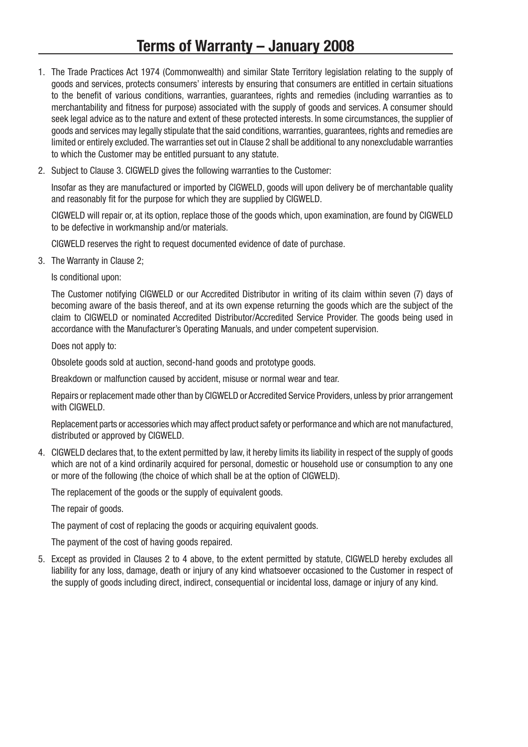# Terms of Warranty – January 2008

1. The Trade Practices Act 1974 (Commonwealth) and similar State Territory legislation relating to the supply of goods and services, protects consumers' interests by ensuring that consumers are entitled in certain situations to the benefit of various conditions, warranties, guarantees, rights and remedies (including warranties as to merchantability and fitness for purpose) associated with the supply of goods and services. A consumer should seek legal advice as to the nature and extent of these protected interests. In some circumstances, the supplier of goods and services may legally stipulate that the said conditions, warranties, guarantees, rights and remedies are limited or entirely excluded. The warranties set out in Clause 2 shall be additional to any nonexcludable warranties to which the Customer may be entitled pursuant to any statute.

2. Subject to Clause 3. CIGWELD gives the following warranties to the Customer:

   Insofar as they are manufactured or imported by CIGWELD, goods will upon delivery be of merchantable quality and reasonably fit for the purpose for which they are supplied by CIGWELD.

   CIGWELD will repair or, at its option, replace those of the goods which, upon examination, are found by CIGWELD to be defective in workmanship and/or materials.

   CIGWELD reserves the right to request documented evidence of date of purchase.

3. The Warranty in Clause 2;

   Is conditional upon:

   The Customer notifying CIGWELD or our Accredited Distributor in writing of its claim within seven (7) days of becoming aware of the basis thereof, and at its own expense returning the goods which are the subject of the claim to CIGWELD or nominated Accredited Distributor/Accredited Service Provider. The goods being used in accordance with the Manufacturer's Operating Manuals, and under competent supervision.

   Does not apply to:

   Obsolete goods sold at auction, second-hand goods and prototype goods.

   Breakdown or malfunction caused by accident, misuse or normal wear and tear.

   Repairs or replacement made other than by CIGWELD or Accredited Service Providers, unless by prior arrangement with CIGWELD.

   Replacement parts or accessories which may affect product safety or performance and which are not manufactured, distributed or approved by CIGWELD.

4. CIGWELD declares that, to the extent permitted by law, it hereby limits its liability in respect of the supply of goods which are not of a kind ordinarily acquired for personal, domestic or household use or consumption to any one or more of the following (the choice of which shall be at the option of CIGWELD).

   The replacement of the goods or the supply of equivalent goods.

   The repair of goods.

   The payment of cost of replacing the goods or acquiring equivalent goods.

   The payment of the cost of having goods repaired.

5. Except as provided in Clauses 2 to 4 above, to the extent permitted by statute, CIGWELD hereby excludes all liability for any loss, damage, death or injury of any kind whatsoever occasioned to the Customer in respect of the supply of goods including direct, indirect, consequential or incidental loss, damage or injury of any kind.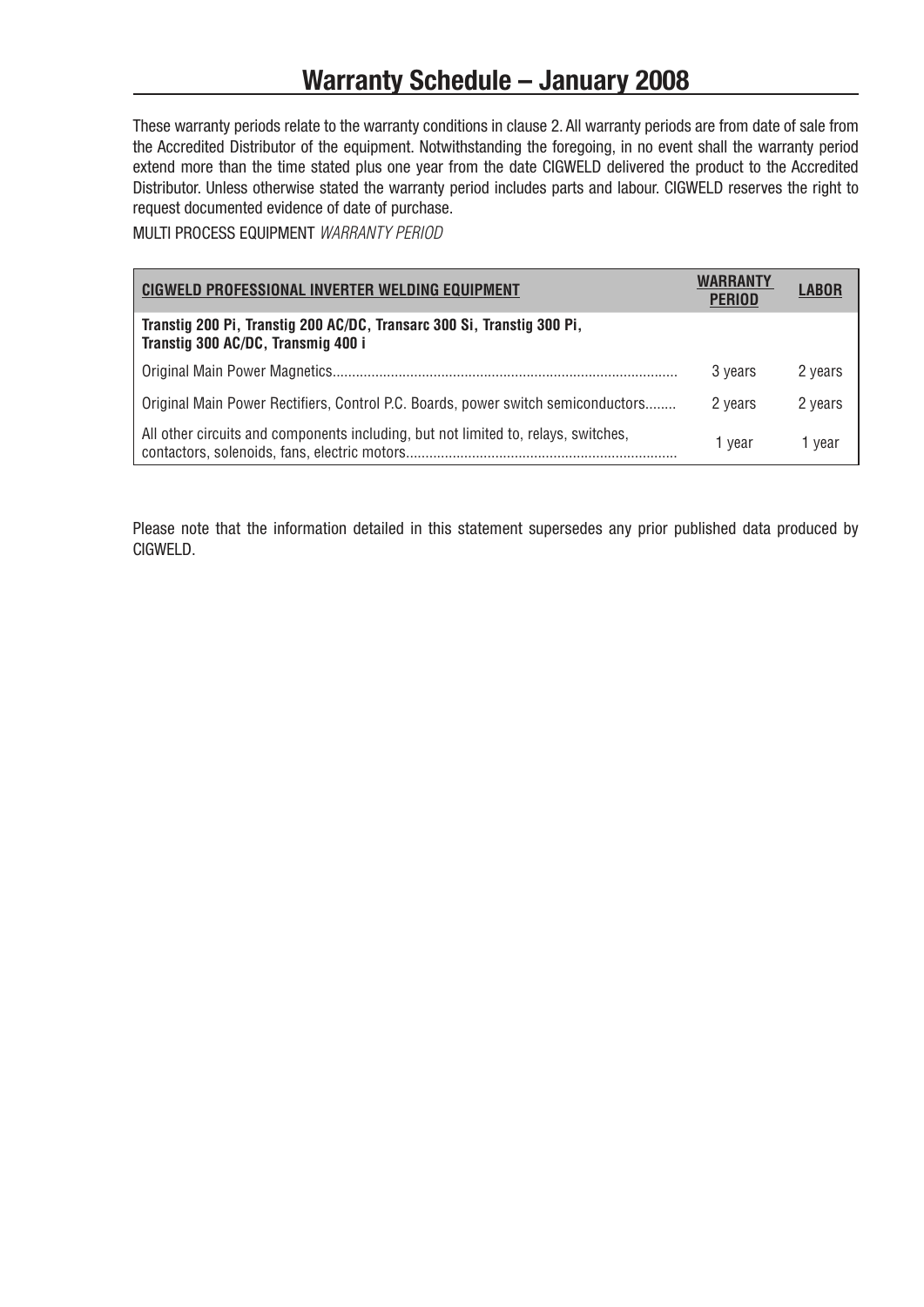# Warranty Schedule – January 2008

These warranty periods relate to the warranty conditions in clause 2. All warranty periods are from date of sale from the Accredited Distributor of the equipment. Notwithstanding the foregoing, in no event shall the warranty period extend more than the time stated plus one year from the date CIGWELD delivered the product to the Accredited Distributor. Unless otherwise stated the warranty period includes parts and labour. CIGWELD reserves the right to request documented evidence of date of purchase.

MULTI PROCESS EQUIPMENT *WARRANTY PERIOD*

| CIGWELD PROFESSIONAL INVERTER WELDING EQUIPMENT | WARRANTY PERIOD | LABOR |
|---|---|---|
| **Transtig 200 Pi, Transtig 200 AC/DC, Transarc 300 Si, Transtig 300 Pi, Transtig 300 AC/DC, Transmig 400 i** | | |
| Original Main Power Magnetics......................................................................................... | 3 years | 2 years |
| Original Main Power Rectifiers, Control P.C. Boards, power switch semiconductors........ | 2 years | 2 years |
| All other circuits and components including, but not limited to, relays, switches, contactors, solenoids, fans, electric motors..................................................................... | 1 year | 1 year |

Please note that the information detailed in this statement supersedes any prior published data produced by CIGWELD.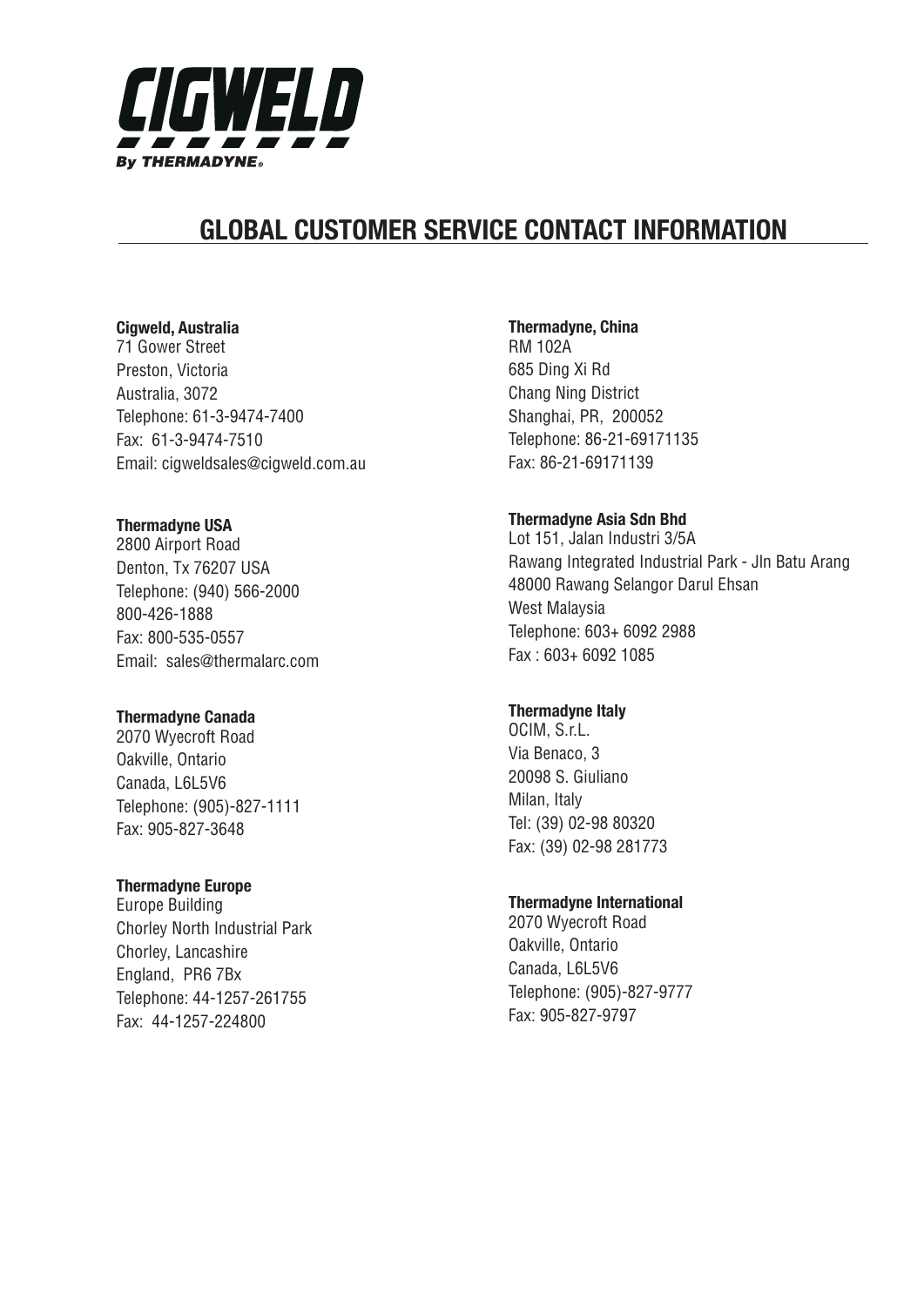CIGWELD

By THERMADYNE®

# GLOBAL CUSTOMER SERVICE CONTACT INFORMATION

**Cigweld, Australia**
71 Gower Street
Preston, Victoria
Australia, 3072
Telephone: 61-3-9474-7400
Fax: 61-3-9474-7510
Email: cigweldsales@cigweld.com.au

**Thermadyne USA**
2800 Airport Road
Denton, Tx 76207 USA
Telephone: (940) 566-2000
800-426-1888
Fax: 800-535-0557
Email: sales@thermalarc.com

**Thermadyne Canada**
2070 Wyecroft Road
Oakville, Ontario
Canada, L6L5V6
Telephone: (905)-827-1111
Fax: 905-827-3648

**Thermadyne Europe**
Europe Building
Chorley North Industrial Park
Chorley, Lancashire
England, PR6 7Bx
Telephone: 44-1257-261755
Fax: 44-1257-224800

**Thermadyne, China**
RM 102A
685 Ding Xi Rd
Chang Ning District
Shanghai, PR, 200052
Telephone: 86-21-69171135
Fax: 86-21-69171139

**Thermadyne Asia Sdn Bhd**
Lot 151, Jalan Industri 3/5A
Rawang Integrated Industrial Park - Jln Batu Arang
48000 Rawang Selangor Darul Ehsan
West Malaysia
Telephone: 603+ 6092 2988
Fax : 603+ 6092 1085

**Thermadyne Italy**
OCIM, S.r.L.
Via Benaco, 3
20098 S. Giuliano
Milan, Italy
Tel: (39) 02-98 80320
Fax: (39) 02-98 281773

**Thermadyne International**
2070 Wyecroft Road
Oakville, Ontario
Canada, L6L5V6
Telephone: (905)-827-9777
Fax: 905-827-9797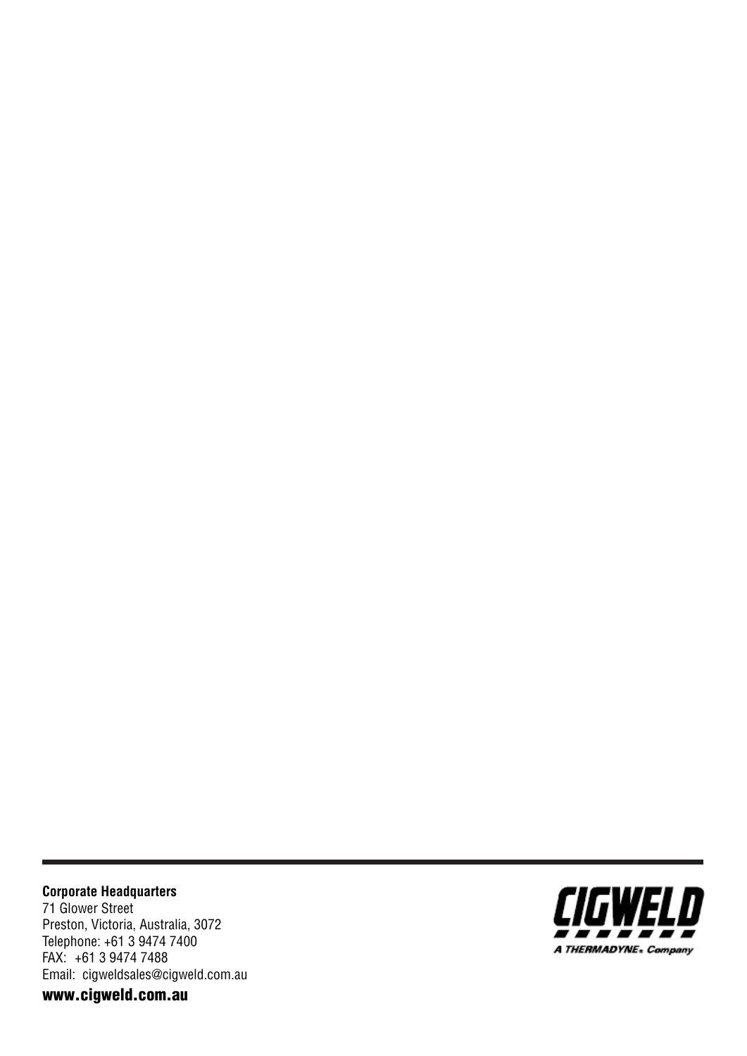**Corporate Headquarters**
71 Glower Street
Preston, Victoria, Australia, 3072
Telephone: +61 3 9474 7400
FAX: +61 3 9474 7488
Email: cigweldsales@cigweld.com.au

**www.cigweld.com.au**

CIGWELD
A THERMADYNE. Company